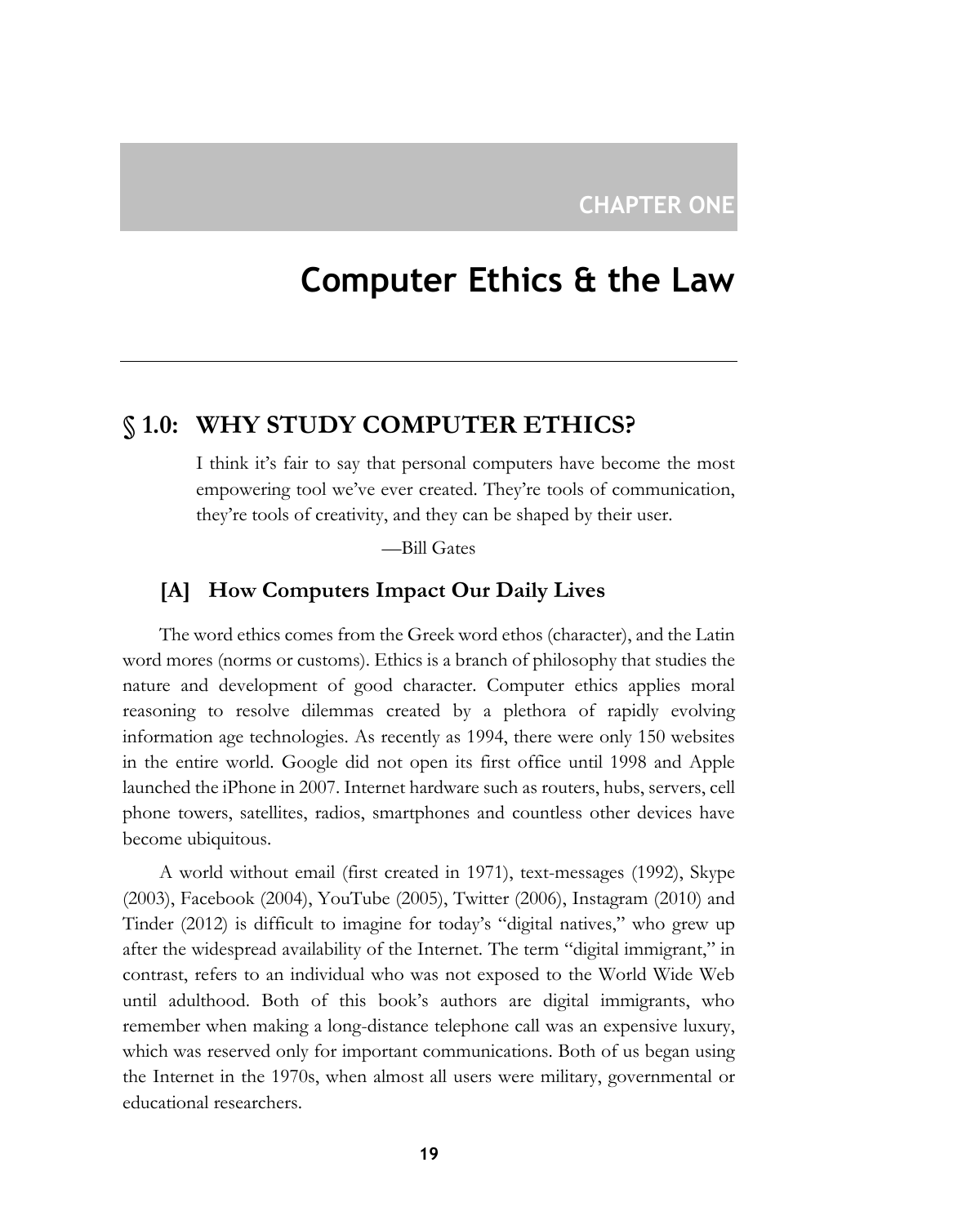# CHAPTER ONE

# Computer Ethics & the Law

## § 1.0: WHY STUDY COMPUTER ETHICS?

> I think it's fair to say that personal computers have become the most empowering tool we've ever created. They're tools of communication, they're tools of creativity, and they can be shaped by their user.
>
> —Bill Gates

### [A] How Computers Impact Our Daily Lives

The word ethics comes from the Greek word ethos (character), and the Latin word mores (norms or customs). Ethics is a branch of philosophy that studies the nature and development of good character. Computer ethics applies moral reasoning to resolve dilemmas created by a plethora of rapidly evolving information age technologies. As recently as 1994, there were only 150 websites in the entire world. Google did not open its first office until 1998 and Apple launched the iPhone in 2007. Internet hardware such as routers, hubs, servers, cell phone towers, satellites, radios, smartphones and countless other devices have become ubiquitous.

A world without email (first created in 1971), text-messages (1992), Skype (2003), Facebook (2004), YouTube (2005), Twitter (2006), Instagram (2010) and Tinder (2012) is difficult to imagine for today's "digital natives," who grew up after the widespread availability of the Internet. The term "digital immigrant," in contrast, refers to an individual who was not exposed to the World Wide Web until adulthood. Both of this book's authors are digital immigrants, who remember when making a long-distance telephone call was an expensive luxury, which was reserved only for important communications. Both of us began using the Internet in the 1970s, when almost all users were military, governmental or educational researchers.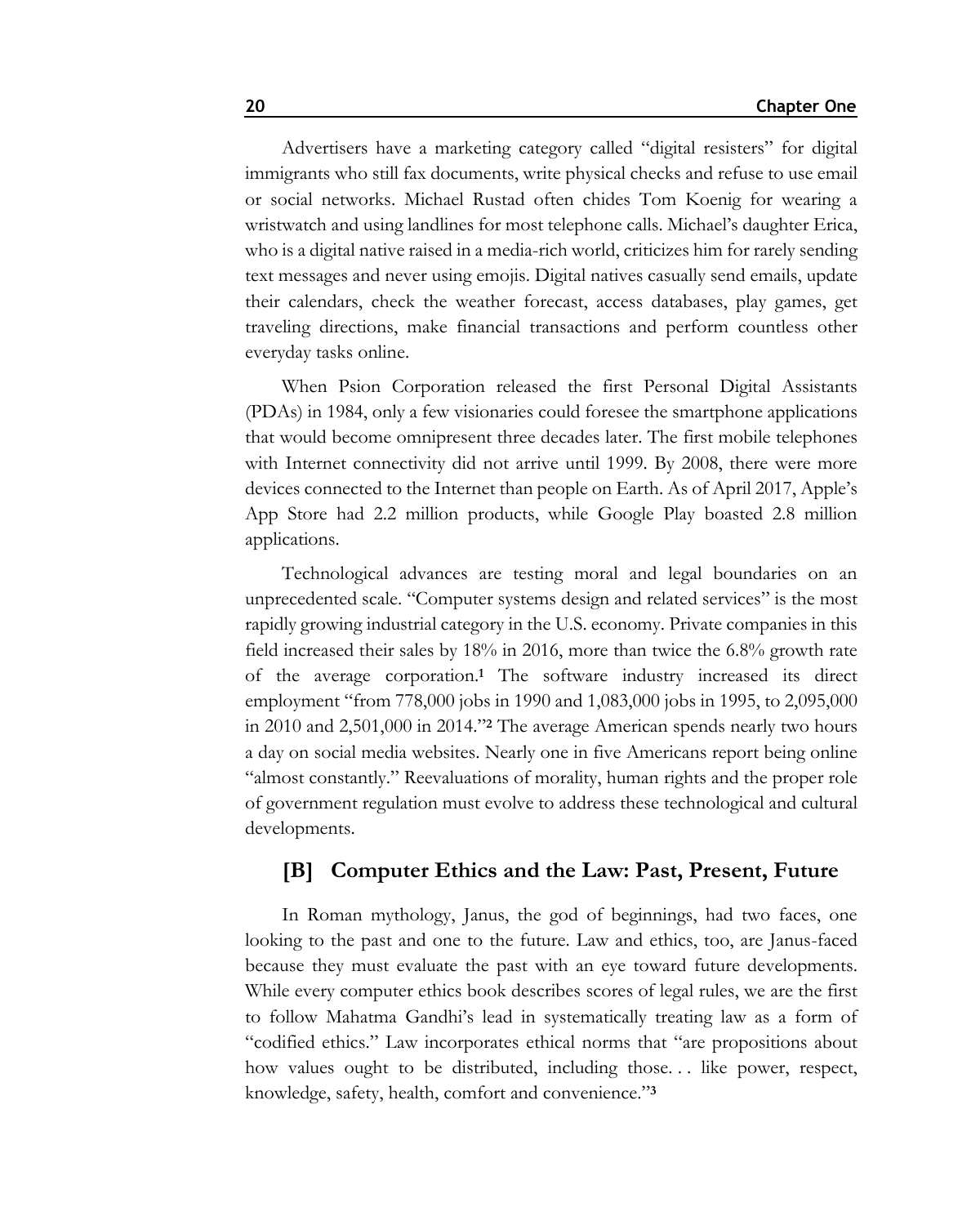Advertisers have a marketing category called "digital resisters" for digital immigrants who still fax documents, write physical checks and refuse to use email or social networks. Michael Rustad often chides Tom Koenig for wearing a wristwatch and using landlines for most telephone calls. Michael's daughter Erica, who is a digital native raised in a media-rich world, criticizes him for rarely sending text messages and never using emojis. Digital natives casually send emails, update their calendars, check the weather forecast, access databases, play games, get traveling directions, make financial transactions and perform countless other everyday tasks online.

When Psion Corporation released the first Personal Digital Assistants (PDAs) in 1984, only a few visionaries could foresee the smartphone applications that would become omnipresent three decades later. The first mobile telephones with Internet connectivity did not arrive until 1999. By 2008, there were more devices connected to the Internet than people on Earth. As of April 2017, Apple's App Store had 2.2 million products, while Google Play boasted 2.8 million applications.

Technological advances are testing moral and legal boundaries on an unprecedented scale. "Computer systems design and related services" is the most rapidly growing industrial category in the U.S. economy. Private companies in this field increased their sales by 18% in 2016, more than twice the 6.8% growth rate of the average corporation.[1] The software industry increased its direct employment "from 778,000 jobs in 1990 and 1,083,000 jobs in 1995, to 2,095,000 in 2010 and 2,501,000 in 2014."[2] The average American spends nearly two hours a day on social media websites. Nearly one in five Americans report being online "almost constantly." Reevaluations of morality, human rights and the proper role of government regulation must evolve to address these technological and cultural developments.

## [B] Computer Ethics and the Law: Past, Present, Future

In Roman mythology, Janus, the god of beginnings, had two faces, one looking to the past and one to the future. Law and ethics, too, are Janus-faced because they must evaluate the past with an eye toward future developments. While every computer ethics book describes scores of legal rules, we are the first to follow Mahatma Gandhi's lead in systematically treating law as a form of "codified ethics." Law incorporates ethical norms that "are propositions about how values ought to be distributed, including those. . . like power, respect, knowledge, safety, health, comfort and convenience."[3]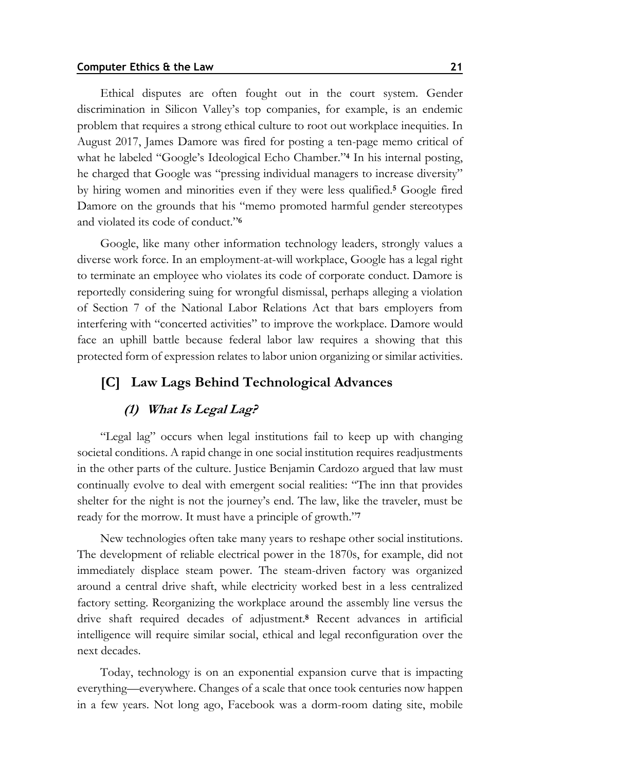Ethical disputes are often fought out in the court system. Gender discrimination in Silicon Valley's top companies, for example, is an endemic problem that requires a strong ethical culture to root out workplace inequities. In August 2017, James Damore was fired for posting a ten-page memo critical of what he labeled "Google's Ideological Echo Chamber."[4] In his internal posting, he charged that Google was "pressing individual managers to increase diversity" by hiring women and minorities even if they were less qualified.[5] Google fired Damore on the grounds that his "memo promoted harmful gender stereotypes and violated its code of conduct."[6]

Google, like many other information technology leaders, strongly values a diverse work force. In an employment-at-will workplace, Google has a legal right to terminate an employee who violates its code of corporate conduct. Damore is reportedly considering suing for wrongful dismissal, perhaps alleging a violation of Section 7 of the National Labor Relations Act that bars employers from interfering with "concerted activities" to improve the workplace. Damore would face an uphill battle because federal labor law requires a showing that this protected form of expression relates to labor union organizing or similar activities.

## [C] Law Lags Behind Technological Advances

### *(1) What Is Legal Lag?*

"Legal lag" occurs when legal institutions fail to keep up with changing societal conditions. A rapid change in one social institution requires readjustments in the other parts of the culture. Justice Benjamin Cardozo argued that law must continually evolve to deal with emergent social realities: "The inn that provides shelter for the night is not the journey's end. The law, like the traveler, must be ready for the morrow. It must have a principle of growth."[7]

New technologies often take many years to reshape other social institutions. The development of reliable electrical power in the 1870s, for example, did not immediately displace steam power. The steam-driven factory was organized around a central drive shaft, while electricity worked best in a less centralized factory setting. Reorganizing the workplace around the assembly line versus the drive shaft required decades of adjustment.[8] Recent advances in artificial intelligence will require similar social, ethical and legal reconfiguration over the next decades.

Today, technology is on an exponential expansion curve that is impacting everything—everywhere. Changes of a scale that once took centuries now happen in a few years. Not long ago, Facebook was a dorm-room dating site, mobile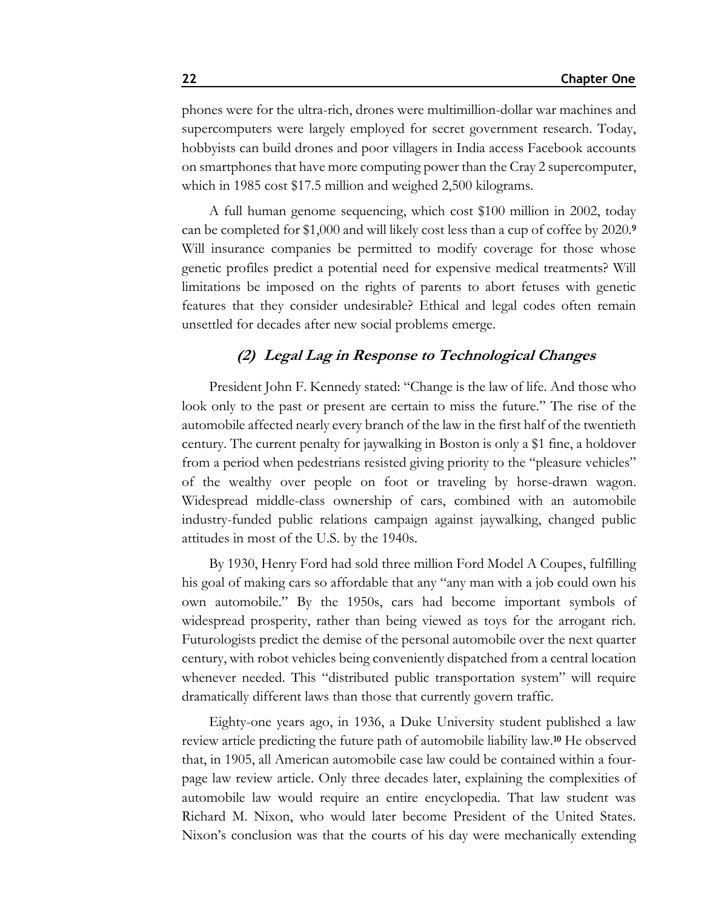phones were for the ultra-rich, drones were multimillion-dollar war machines and supercomputers were largely employed for secret government research. Today, hobbyists can build drones and poor villagers in India access Facebook accounts on smartphones that have more computing power than the Cray 2 supercomputer, which in 1985 cost $17.5 million and weighed 2,500 kilograms.

A full human genome sequencing, which cost $100 million in 2002, today can be completed for $1,000 and will likely cost less than a cup of coffee by 2020.[9] Will insurance companies be permitted to modify coverage for those whose genetic profiles predict a potential need for expensive medical treatments? Will limitations be imposed on the rights of parents to abort fetuses with genetic features that they consider undesirable? Ethical and legal codes often remain unsettled for decades after new social problems emerge.

### *(2) Legal Lag in Response to Technological Changes*

President John F. Kennedy stated: "Change is the law of life. And those who look only to the past or present are certain to miss the future." The rise of the automobile affected nearly every branch of the law in the first half of the twentieth century. The current penalty for jaywalking in Boston is only a $1 fine, a holdover from a period when pedestrians resisted giving priority to the "pleasure vehicles" of the wealthy over people on foot or traveling by horse-drawn wagon. Widespread middle-class ownership of cars, combined with an automobile industry-funded public relations campaign against jaywalking, changed public attitudes in most of the U.S. by the 1940s.

By 1930, Henry Ford had sold three million Ford Model A Coupes, fulfilling his goal of making cars so affordable that any "any man with a job could own his own automobile." By the 1950s, cars had become important symbols of widespread prosperity, rather than being viewed as toys for the arrogant rich. Futurologists predict the demise of the personal automobile over the next quarter century, with robot vehicles being conveniently dispatched from a central location whenever needed. This "distributed public transportation system" will require dramatically different laws than those that currently govern traffic.

Eighty-one years ago, in 1936, a Duke University student published a law review article predicting the future path of automobile liability law.[10] He observed that, in 1905, all American automobile case law could be contained within a four-page law review article. Only three decades later, explaining the complexities of automobile law would require an entire encyclopedia. That law student was Richard M. Nixon, who would later become President of the United States. Nixon's conclusion was that the courts of his day were mechanically extending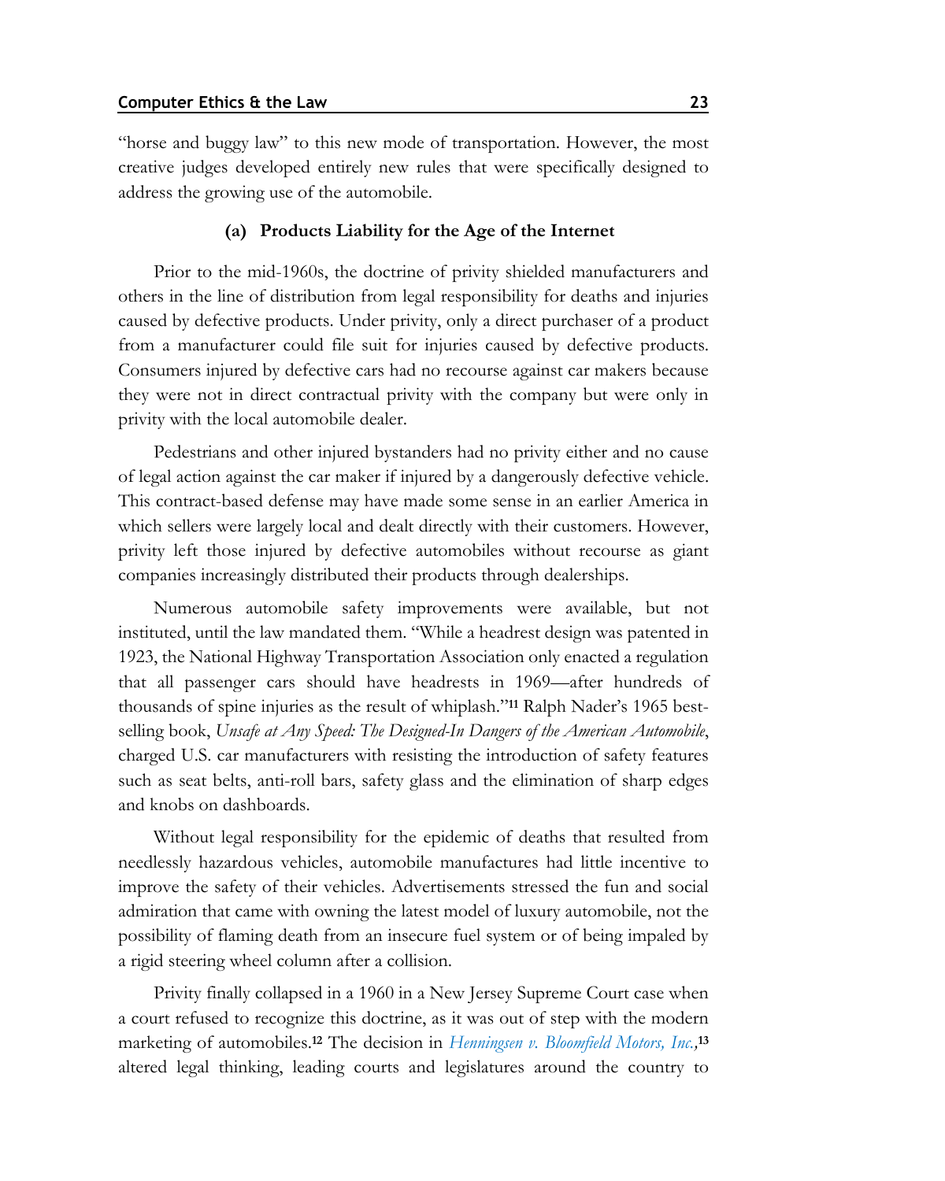"horse and buggy law" to this new mode of transportation. However, the most creative judges developed entirely new rules that were specifically designed to address the growing use of the automobile.

### (a) Products Liability for the Age of the Internet

Prior to the mid-1960s, the doctrine of privity shielded manufacturers and others in the line of distribution from legal responsibility for deaths and injuries caused by defective products. Under privity, only a direct purchaser of a product from a manufacturer could file suit for injuries caused by defective products. Consumers injured by defective cars had no recourse against car makers because they were not in direct contractual privity with the company but were only in privity with the local automobile dealer.

Pedestrians and other injured bystanders had no privity either and no cause of legal action against the car maker if injured by a dangerously defective vehicle. This contract-based defense may have made some sense in an earlier America in which sellers were largely local and dealt directly with their customers. However, privity left those injured by defective automobiles without recourse as giant companies increasingly distributed their products through dealerships.

Numerous automobile safety improvements were available, but not instituted, until the law mandated them. "While a headrest design was patented in 1923, the National Highway Transportation Association only enacted a regulation that all passenger cars should have headrests in 1969—after hundreds of thousands of spine injuries as the result of whiplash."[11] Ralph Nader's 1965 best-selling book, *Unsafe at Any Speed: The Designed-In Dangers of the American Automobile*, charged U.S. car manufacturers with resisting the introduction of safety features such as seat belts, anti-roll bars, safety glass and the elimination of sharp edges and knobs on dashboards.

Without legal responsibility for the epidemic of deaths that resulted from needlessly hazardous vehicles, automobile manufactures had little incentive to improve the safety of their vehicles. Advertisements stressed the fun and social admiration that came with owning the latest model of luxury automobile, not the possibility of flaming death from an insecure fuel system or of being impaled by a rigid steering wheel column after a collision.

Privity finally collapsed in a 1960 in a New Jersey Supreme Court case when a court refused to recognize this doctrine, as it was out of step with the modern marketing of automobiles.[12] The decision in *Henningsen v. Bloomfield Motors, Inc.,*[13] altered legal thinking, leading courts and legislatures around the country to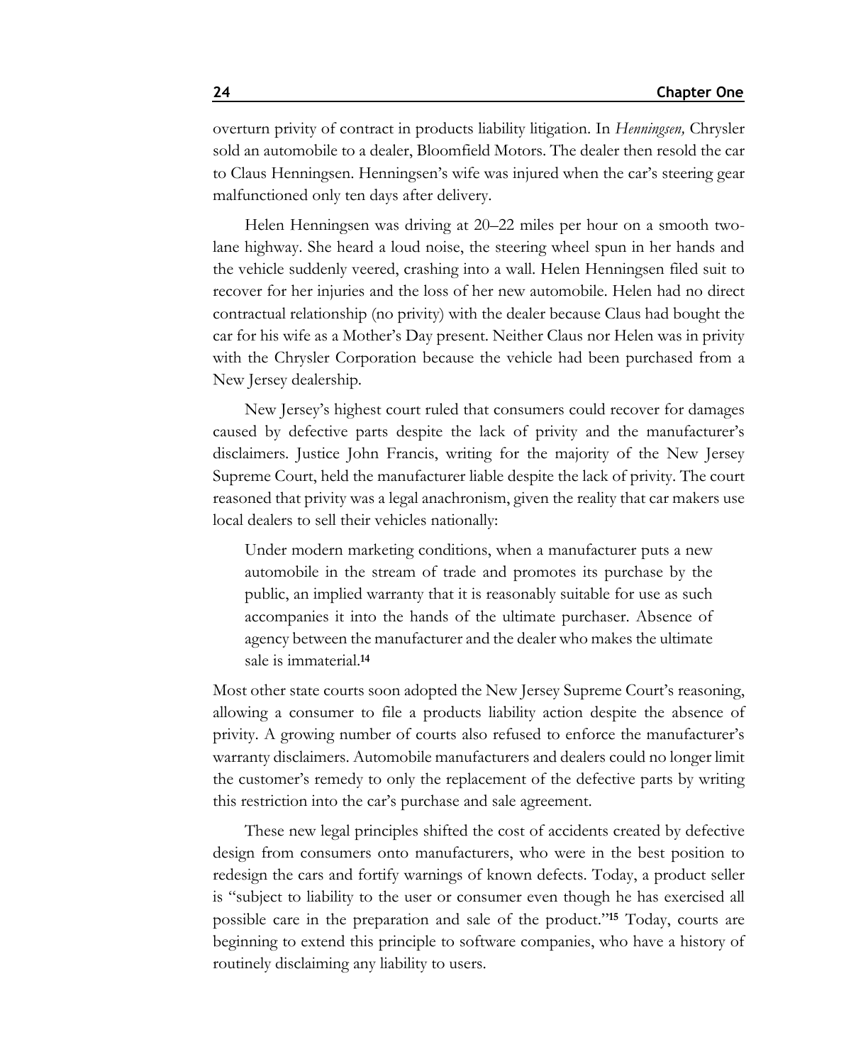overturn privity of contract in products liability litigation. In *Henningsen,* Chrysler sold an automobile to a dealer, Bloomfield Motors. The dealer then resold the car to Claus Henningsen. Henningsen's wife was injured when the car's steering gear malfunctioned only ten days after delivery.

Helen Henningsen was driving at 20–22 miles per hour on a smooth two-lane highway. She heard a loud noise, the steering wheel spun in her hands and the vehicle suddenly veered, crashing into a wall. Helen Henningsen filed suit to recover for her injuries and the loss of her new automobile. Helen had no direct contractual relationship (no privity) with the dealer because Claus had bought the car for his wife as a Mother's Day present. Neither Claus nor Helen was in privity with the Chrysler Corporation because the vehicle had been purchased from a New Jersey dealership.

New Jersey's highest court ruled that consumers could recover for damages caused by defective parts despite the lack of privity and the manufacturer's disclaimers. Justice John Francis, writing for the majority of the New Jersey Supreme Court, held the manufacturer liable despite the lack of privity. The court reasoned that privity was a legal anachronism, given the reality that car makers use local dealers to sell their vehicles nationally:

> Under modern marketing conditions, when a manufacturer puts a new automobile in the stream of trade and promotes its purchase by the public, an implied warranty that it is reasonably suitable for use as such accompanies it into the hands of the ultimate purchaser. Absence of agency between the manufacturer and the dealer who makes the ultimate sale is immaterial.[14]

Most other state courts soon adopted the New Jersey Supreme Court's reasoning, allowing a consumer to file a products liability action despite the absence of privity. A growing number of courts also refused to enforce the manufacturer's warranty disclaimers. Automobile manufacturers and dealers could no longer limit the customer's remedy to only the replacement of the defective parts by writing this restriction into the car's purchase and sale agreement.

These new legal principles shifted the cost of accidents created by defective design from consumers onto manufacturers, who were in the best position to redesign the cars and fortify warnings of known defects. Today, a product seller is "subject to liability to the user or consumer even though he has exercised all possible care in the preparation and sale of the product."[15] Today, courts are beginning to extend this principle to software companies, who have a history of routinely disclaiming any liability to users.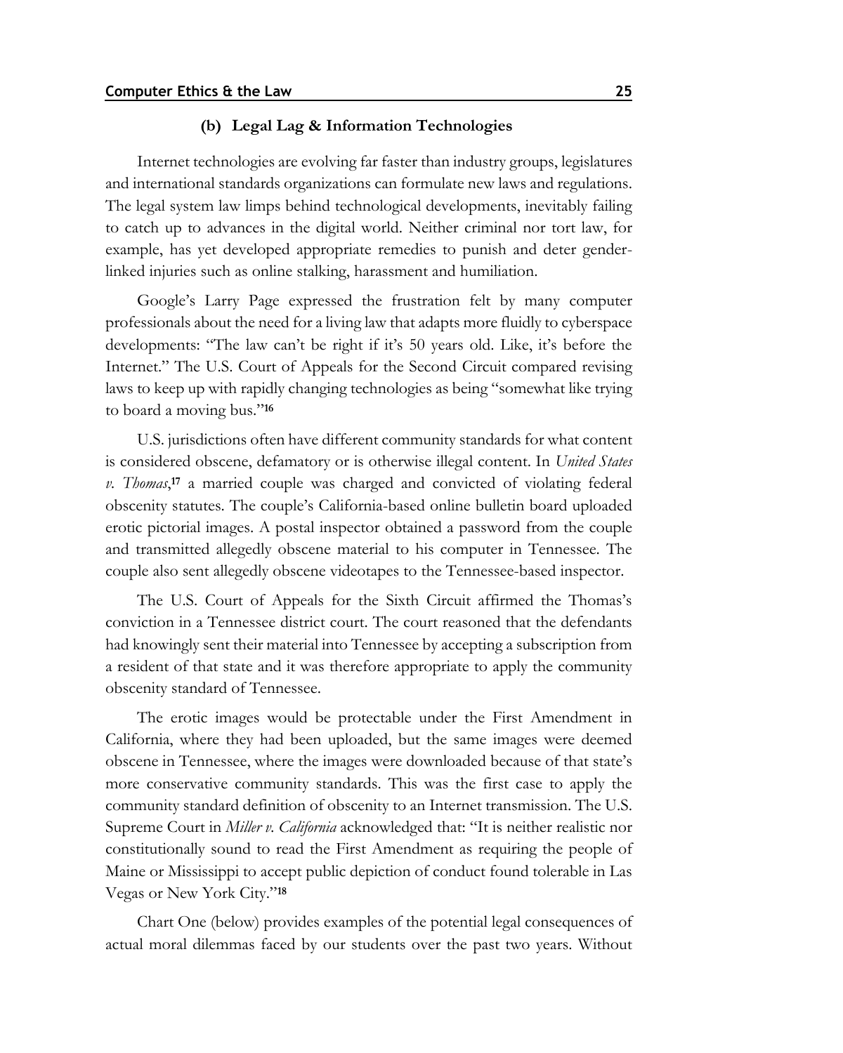### (b) Legal Lag & Information Technologies

Internet technologies are evolving far faster than industry groups, legislatures and international standards organizations can formulate new laws and regulations. The legal system law limps behind technological developments, inevitably failing to catch up to advances in the digital world. Neither criminal nor tort law, for example, has yet developed appropriate remedies to punish and deter gender-linked injuries such as online stalking, harassment and humiliation.

Google's Larry Page expressed the frustration felt by many computer professionals about the need for a living law that adapts more fluidly to cyberspace developments: "The law can't be right if it's 50 years old. Like, it's before the Internet." The U.S. Court of Appeals for the Second Circuit compared revising laws to keep up with rapidly changing technologies as being "somewhat like trying to board a moving bus."[16]

U.S. jurisdictions often have different community standards for what content is considered obscene, defamatory or is otherwise illegal content. In *United States v. Thomas*,[17] a married couple was charged and convicted of violating federal obscenity statutes. The couple's California-based online bulletin board uploaded erotic pictorial images. A postal inspector obtained a password from the couple and transmitted allegedly obscene material to his computer in Tennessee. The couple also sent allegedly obscene videotapes to the Tennessee-based inspector.

The U.S. Court of Appeals for the Sixth Circuit affirmed the Thomas's conviction in a Tennessee district court. The court reasoned that the defendants had knowingly sent their material into Tennessee by accepting a subscription from a resident of that state and it was therefore appropriate to apply the community obscenity standard of Tennessee.

The erotic images would be protectable under the First Amendment in California, where they had been uploaded, but the same images were deemed obscene in Tennessee, where the images were downloaded because of that state's more conservative community standards. This was the first case to apply the community standard definition of obscenity to an Internet transmission. The U.S. Supreme Court in *Miller v. California* acknowledged that: "It is neither realistic nor constitutionally sound to read the First Amendment as requiring the people of Maine or Mississippi to accept public depiction of conduct found tolerable in Las Vegas or New York City."[18]

Chart One (below) provides examples of the potential legal consequences of actual moral dilemmas faced by our students over the past two years. Without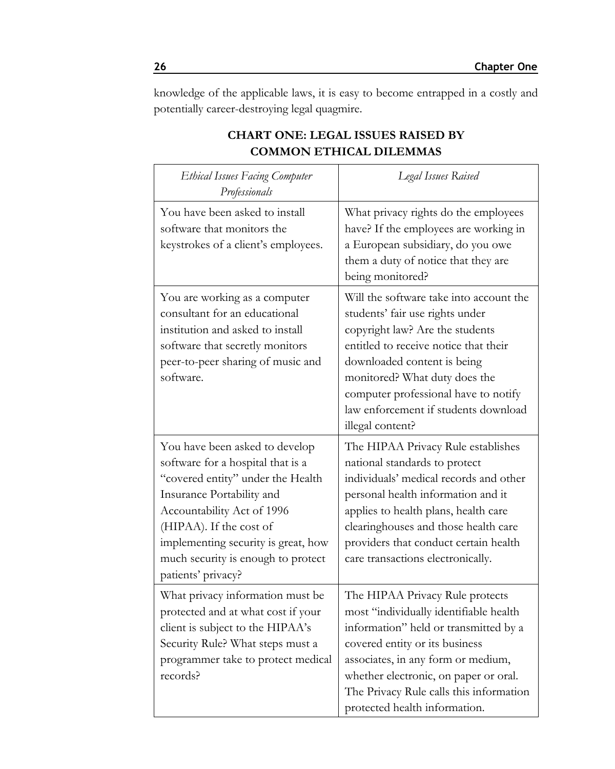knowledge of the applicable laws, it is easy to become entrapped in a costly and potentially career-destroying legal quagmire.

**CHART ONE: LEGAL ISSUES RAISED BY COMMON ETHICAL DILEMMAS**

| *Ethical Issues Facing Computer Professionals* | *Legal Issues Raised* |
|---|---|
| You have been asked to install software that monitors the keystrokes of a client's employees. | What privacy rights do the employees have? If the employees are working in a European subsidiary, do you owe them a duty of notice that they are being monitored? |
| You are working as a computer consultant for an educational institution and asked to install software that secretly monitors peer-to-peer sharing of music and software. | Will the software take into account the students' fair use rights under copyright law? Are the students entitled to receive notice that their downloaded content is being monitored? What duty does the computer professional have to notify law enforcement if students download illegal content? |
| You have been asked to develop software for a hospital that is a "covered entity" under the Health Insurance Portability and Accountability Act of 1996 (HIPAA). If the cost of implementing security is great, how much security is enough to protect patients' privacy? | The HIPAA Privacy Rule establishes national standards to protect individuals' medical records and other personal health information and it applies to health plans, health care clearinghouses and those health care providers that conduct certain health care transactions electronically. |
| What privacy information must be protected and at what cost if your client is subject to the HIPAA's Security Rule? What steps must a programmer take to protect medical records? | The HIPAA Privacy Rule protects most "individually identifiable health information" held or transmitted by a covered entity or its business associates, in any form or medium, whether electronic, on paper or oral. The Privacy Rule calls this information protected health information. |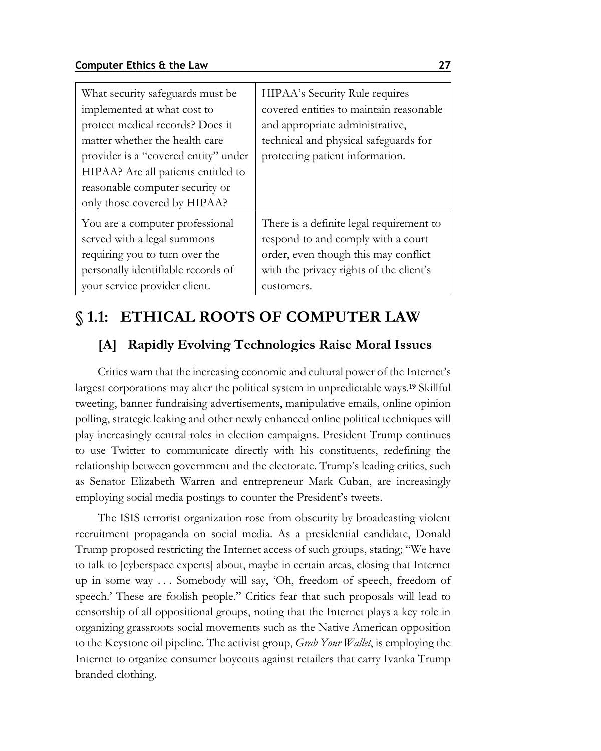| What security safeguards must be implemented at what cost to protect medical records? Does it matter whether the health care provider is a "covered entity" under HIPAA? Are all patients entitled to reasonable computer security or only those covered by HIPAA? | HIPAA's Security Rule requires covered entities to maintain reasonable and appropriate administrative, technical and physical safeguards for protecting patient information. |
|---|---|
| You are a computer professional served with a legal summons requiring you to turn over the personally identifiable records of your service provider client. | There is a definite legal requirement to respond to and comply with a court order, even though this may conflict with the privacy rights of the client's customers. |

## § 1.1: ETHICAL ROOTS OF COMPUTER LAW

### [A] Rapidly Evolving Technologies Raise Moral Issues

Critics warn that the increasing economic and cultural power of the Internet's largest corporations may alter the political system in unpredictable ways.[19] Skillful tweeting, banner fundraising advertisements, manipulative emails, online opinion polling, strategic leaking and other newly enhanced online political techniques will play increasingly central roles in election campaigns. President Trump continues to use Twitter to communicate directly with his constituents, redefining the relationship between government and the electorate. Trump's leading critics, such as Senator Elizabeth Warren and entrepreneur Mark Cuban, are increasingly employing social media postings to counter the President's tweets.

The ISIS terrorist organization rose from obscurity by broadcasting violent recruitment propaganda on social media. As a presidential candidate, Donald Trump proposed restricting the Internet access of such groups, stating; "We have to talk to [cyberspace experts] about, maybe in certain areas, closing that Internet up in some way . . . Somebody will say, 'Oh, freedom of speech, freedom of speech.' These are foolish people." Critics fear that such proposals will lead to censorship of all oppositional groups, noting that the Internet plays a key role in organizing grassroots social movements such as the Native American opposition to the Keystone oil pipeline. The activist group, *Grab Your Wallet*, is employing the Internet to organize consumer boycotts against retailers that carry Ivanka Trump branded clothing.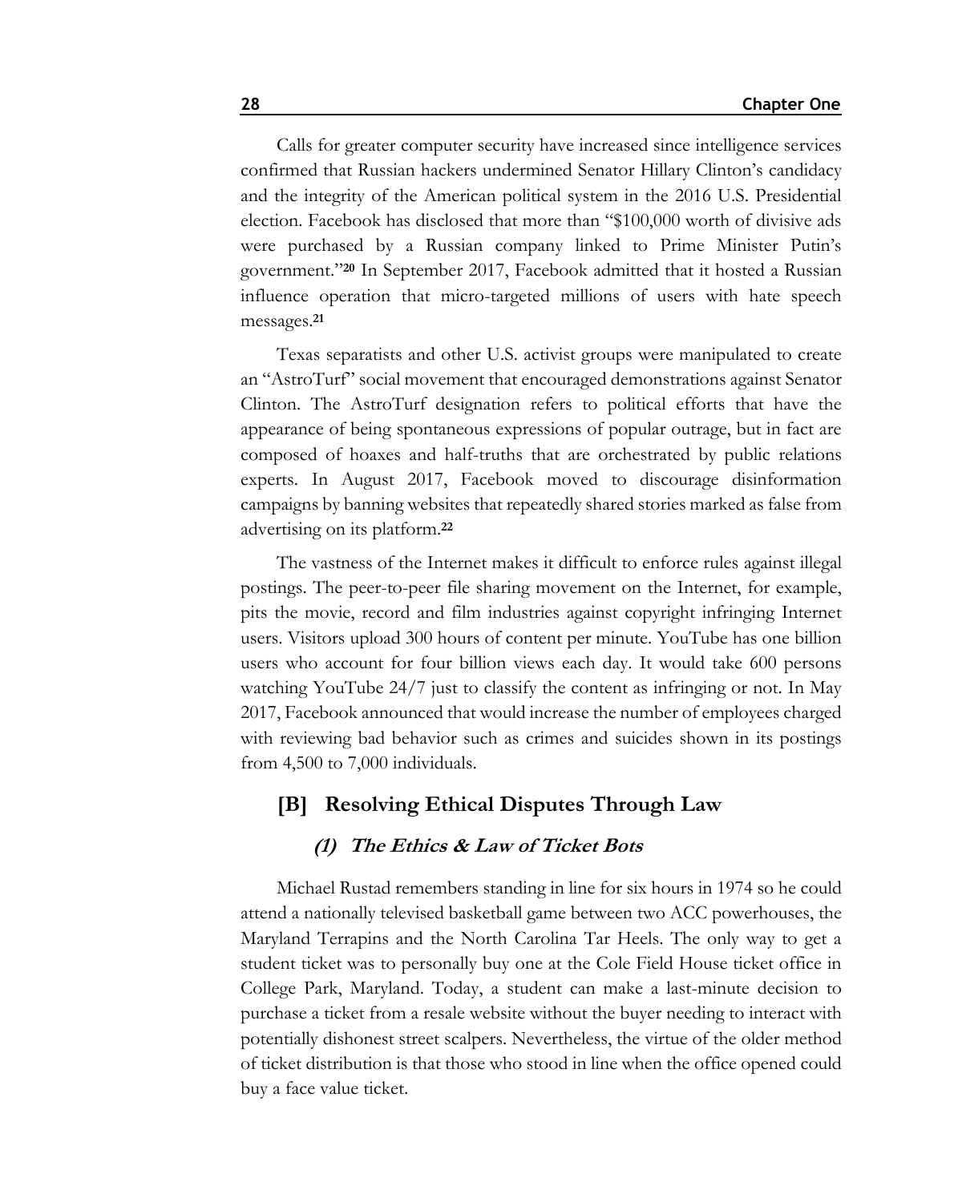Calls for greater computer security have increased since intelligence services confirmed that Russian hackers undermined Senator Hillary Clinton's candidacy and the integrity of the American political system in the 2016 U.S. Presidential election. Facebook has disclosed that more than "$100,000 worth of divisive ads were purchased by a Russian company linked to Prime Minister Putin's government."[20] In September 2017, Facebook admitted that it hosted a Russian influence operation that micro-targeted millions of users with hate speech messages.[21]

Texas separatists and other U.S. activist groups were manipulated to create an "AstroTurf" social movement that encouraged demonstrations against Senator Clinton. The AstroTurf designation refers to political efforts that have the appearance of being spontaneous expressions of popular outrage, but in fact are composed of hoaxes and half-truths that are orchestrated by public relations experts. In August 2017, Facebook moved to discourage disinformation campaigns by banning websites that repeatedly shared stories marked as false from advertising on its platform.[22]

The vastness of the Internet makes it difficult to enforce rules against illegal postings. The peer-to-peer file sharing movement on the Internet, for example, pits the movie, record and film industries against copyright infringing Internet users. Visitors upload 300 hours of content per minute. YouTube has one billion users who account for four billion views each day. It would take 600 persons watching YouTube 24/7 just to classify the content as infringing or not. In May 2017, Facebook announced that would increase the number of employees charged with reviewing bad behavior such as crimes and suicides shown in its postings from 4,500 to 7,000 individuals.

## [B] Resolving Ethical Disputes Through Law

### *(1) The Ethics & Law of Ticket Bots*

Michael Rustad remembers standing in line for six hours in 1974 so he could attend a nationally televised basketball game between two ACC powerhouses, the Maryland Terrapins and the North Carolina Tar Heels. The only way to get a student ticket was to personally buy one at the Cole Field House ticket office in College Park, Maryland. Today, a student can make a last-minute decision to purchase a ticket from a resale website without the buyer needing to interact with potentially dishonest street scalpers. Nevertheless, the virtue of the older method of ticket distribution is that those who stood in line when the office opened could buy a face value ticket.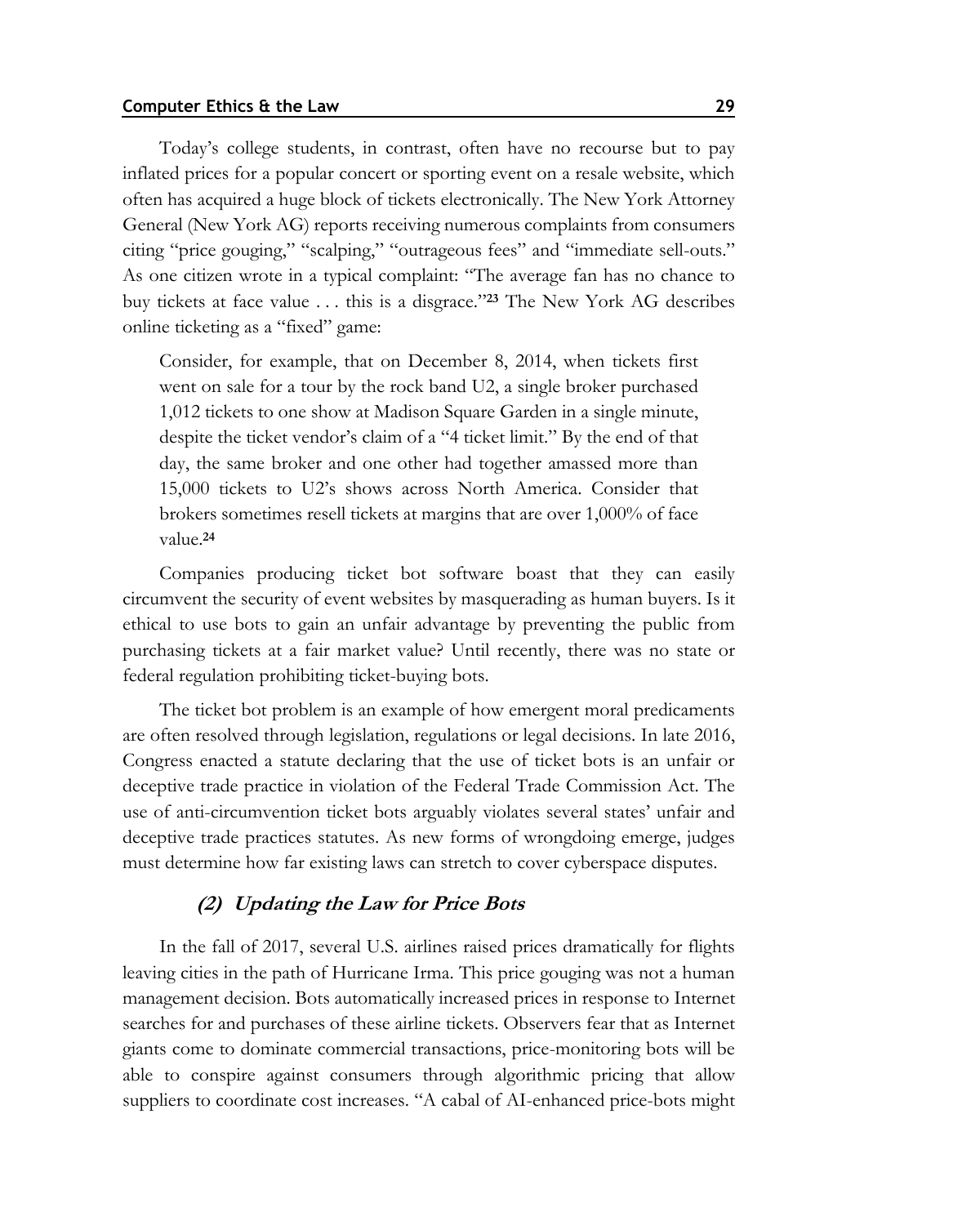Today's college students, in contrast, often have no recourse but to pay inflated prices for a popular concert or sporting event on a resale website, which often has acquired a huge block of tickets electronically. The New York Attorney General (New York AG) reports receiving numerous complaints from consumers citing "price gouging," "scalping," "outrageous fees" and "immediate sell-outs." As one citizen wrote in a typical complaint: "The average fan has no chance to buy tickets at face value . . . this is a disgrace."[23] The New York AG describes online ticketing as a "fixed" game:

> Consider, for example, that on December 8, 2014, when tickets first went on sale for a tour by the rock band U2, a single broker purchased 1,012 tickets to one show at Madison Square Garden in a single minute, despite the ticket vendor's claim of a "4 ticket limit." By the end of that day, the same broker and one other had together amassed more than 15,000 tickets to U2's shows across North America. Consider that brokers sometimes resell tickets at margins that are over 1,000% of face value.[24]

Companies producing ticket bot software boast that they can easily circumvent the security of event websites by masquerading as human buyers. Is it ethical to use bots to gain an unfair advantage by preventing the public from purchasing tickets at a fair market value? Until recently, there was no state or federal regulation prohibiting ticket-buying bots.

The ticket bot problem is an example of how emergent moral predicaments are often resolved through legislation, regulations or legal decisions. In late 2016, Congress enacted a statute declaring that the use of ticket bots is an unfair or deceptive trade practice in violation of the Federal Trade Commission Act. The use of anti-circumvention ticket bots arguably violates several states' unfair and deceptive trade practices statutes. As new forms of wrongdoing emerge, judges must determine how far existing laws can stretch to cover cyberspace disputes.

#### *(2) Updating the Law for Price Bots*

In the fall of 2017, several U.S. airlines raised prices dramatically for flights leaving cities in the path of Hurricane Irma. This price gouging was not a human management decision. Bots automatically increased prices in response to Internet searches for and purchases of these airline tickets. Observers fear that as Internet giants come to dominate commercial transactions, price-monitoring bots will be able to conspire against consumers through algorithmic pricing that allow suppliers to coordinate cost increases. "A cabal of AI-enhanced price-bots might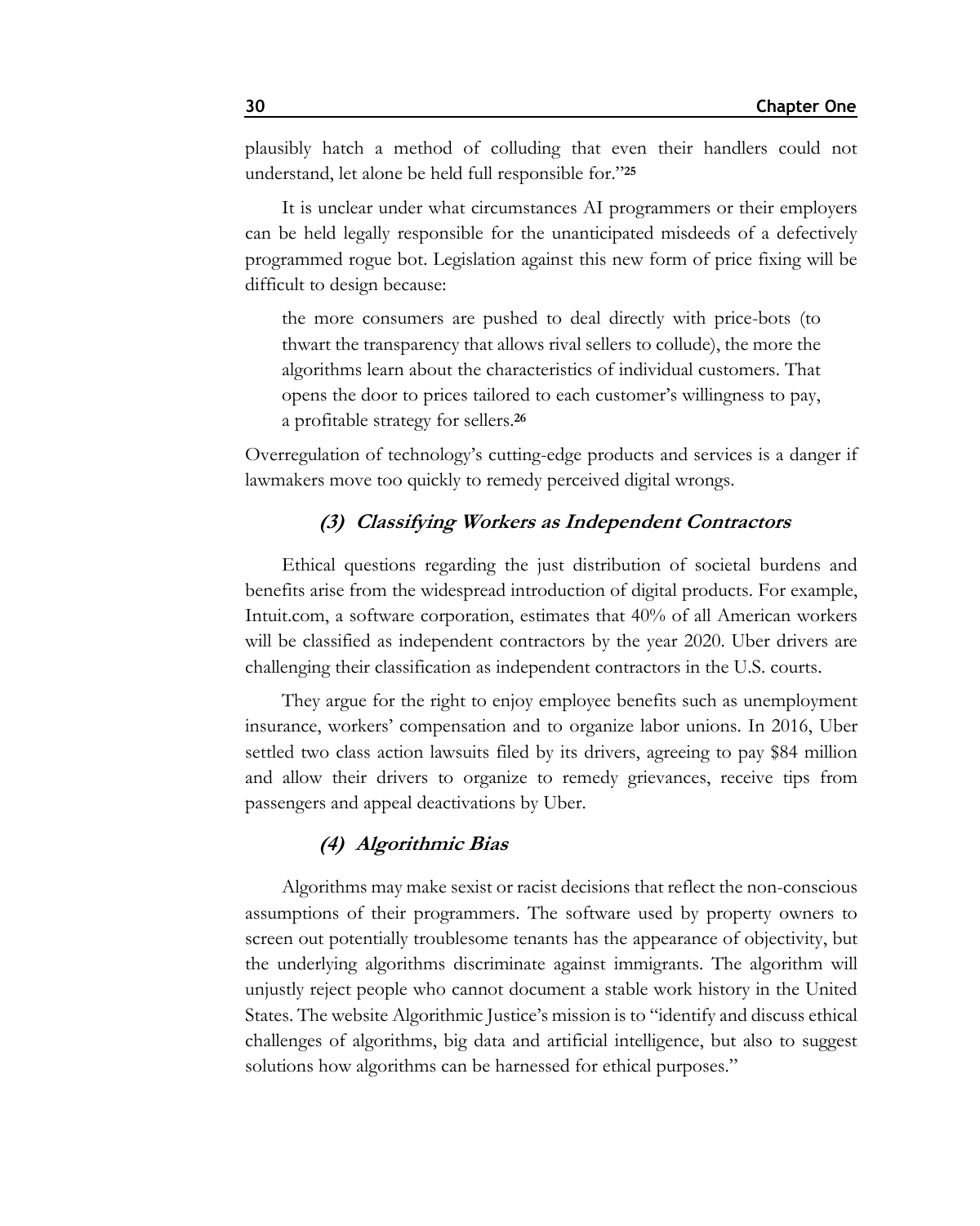plausibly hatch a method of colluding that even their handlers could not understand, let alone be held full responsible for."[25]

It is unclear under what circumstances AI programmers or their employers can be held legally responsible for the unanticipated misdeeds of a defectively programmed rogue bot. Legislation against this new form of price fixing will be difficult to design because:

> the more consumers are pushed to deal directly with price-bots (to thwart the transparency that allows rival sellers to collude), the more the algorithms learn about the characteristics of individual customers. That opens the door to prices tailored to each customer's willingness to pay, a profitable strategy for sellers.[26]

Overregulation of technology's cutting-edge products and services is a danger if lawmakers move too quickly to remedy perceived digital wrongs.

### *(3) Classifying Workers as Independent Contractors*

Ethical questions regarding the just distribution of societal burdens and benefits arise from the widespread introduction of digital products. For example, Intuit.com, a software corporation, estimates that 40% of all American workers will be classified as independent contractors by the year 2020. Uber drivers are challenging their classification as independent contractors in the U.S. courts.

They argue for the right to enjoy employee benefits such as unemployment insurance, workers' compensation and to organize labor unions. In 2016, Uber settled two class action lawsuits filed by its drivers, agreeing to pay $84 million and allow their drivers to organize to remedy grievances, receive tips from passengers and appeal deactivations by Uber.

### *(4) Algorithmic Bias*

Algorithms may make sexist or racist decisions that reflect the non-conscious assumptions of their programmers. The software used by property owners to screen out potentially troublesome tenants has the appearance of objectivity, but the underlying algorithms discriminate against immigrants. The algorithm will unjustly reject people who cannot document a stable work history in the United States. The website Algorithmic Justice's mission is to "identify and discuss ethical challenges of algorithms, big data and artificial intelligence, but also to suggest solutions how algorithms can be harnessed for ethical purposes."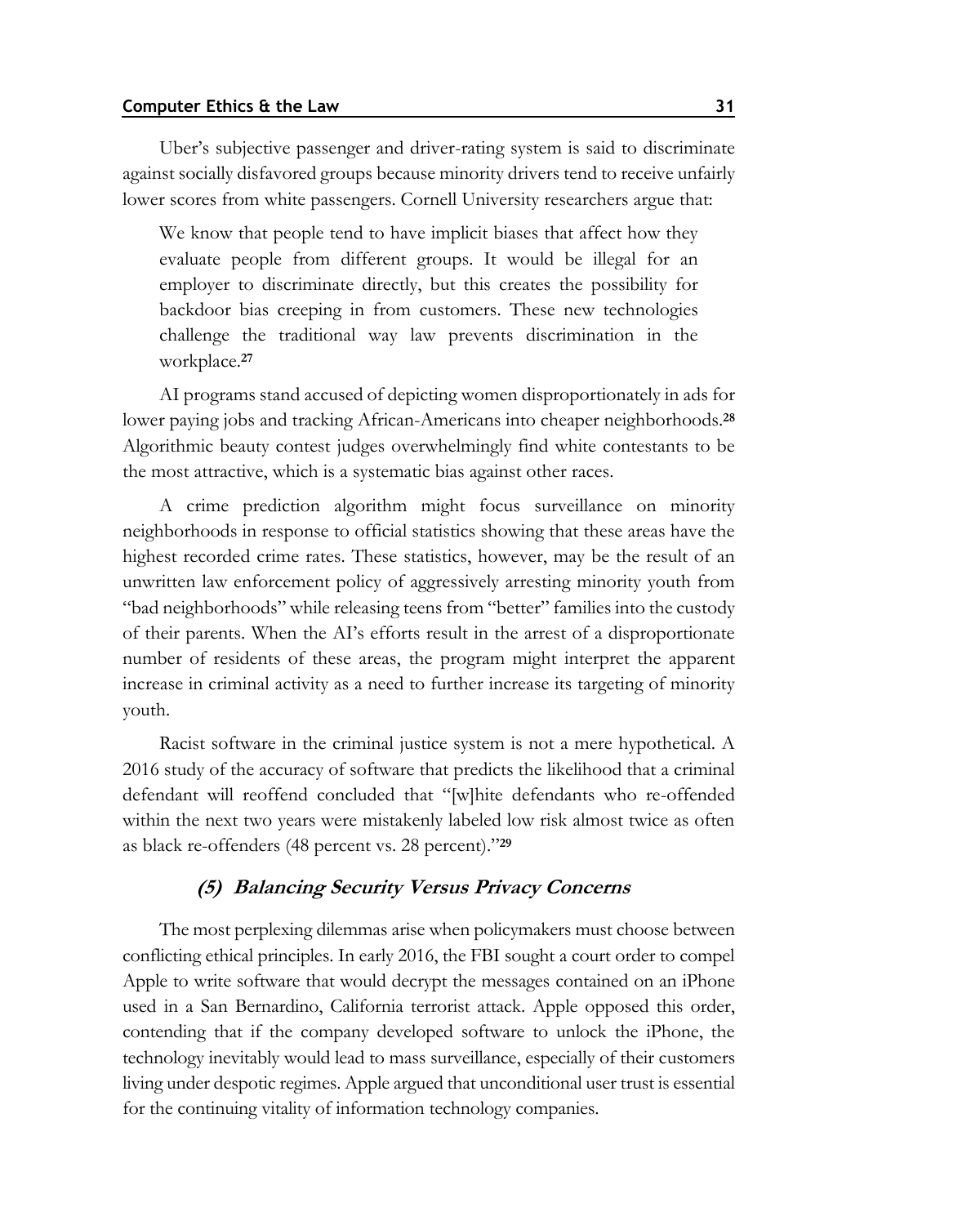Uber's subjective passenger and driver-rating system is said to discriminate against socially disfavored groups because minority drivers tend to receive unfairly lower scores from white passengers. Cornell University researchers argue that:

> We know that people tend to have implicit biases that affect how they evaluate people from different groups. It would be illegal for an employer to discriminate directly, but this creates the possibility for backdoor bias creeping in from customers. These new technologies challenge the traditional way law prevents discrimination in the workplace.[27]

AI programs stand accused of depicting women disproportionately in ads for lower paying jobs and tracking African-Americans into cheaper neighborhoods.[28] Algorithmic beauty contest judges overwhelmingly find white contestants to be the most attractive, which is a systematic bias against other races.

A crime prediction algorithm might focus surveillance on minority neighborhoods in response to official statistics showing that these areas have the highest recorded crime rates. These statistics, however, may be the result of an unwritten law enforcement policy of aggressively arresting minority youth from "bad neighborhoods" while releasing teens from "better" families into the custody of their parents. When the AI's efforts result in the arrest of a disproportionate number of residents of these areas, the program might interpret the apparent increase in criminal activity as a need to further increase its targeting of minority youth.

Racist software in the criminal justice system is not a mere hypothetical. A 2016 study of the accuracy of software that predicts the likelihood that a criminal defendant will reoffend concluded that "[w]hite defendants who re-offended within the next two years were mistakenly labeled low risk almost twice as often as black re-offenders (48 percent vs. 28 percent)."[29]

### *(5) Balancing Security Versus Privacy Concerns*

The most perplexing dilemmas arise when policymakers must choose between conflicting ethical principles. In early 2016, the FBI sought a court order to compel Apple to write software that would decrypt the messages contained on an iPhone used in a San Bernardino, California terrorist attack. Apple opposed this order, contending that if the company developed software to unlock the iPhone, the technology inevitably would lead to mass surveillance, especially of their customers living under despotic regimes. Apple argued that unconditional user trust is essential for the continuing vitality of information technology companies.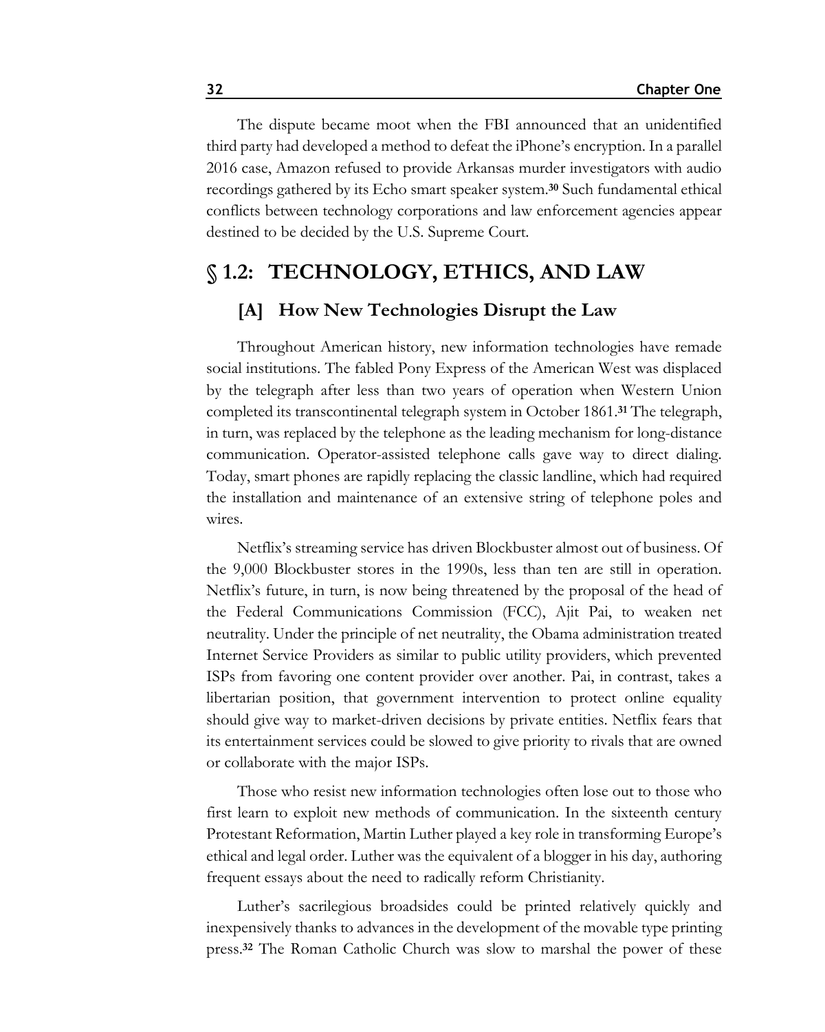The dispute became moot when the FBI announced that an unidentified third party had developed a method to defeat the iPhone's encryption. In a parallel 2016 case, Amazon refused to provide Arkansas murder investigators with audio recordings gathered by its Echo smart speaker system.[30] Such fundamental ethical conflicts between technology corporations and law enforcement agencies appear destined to be decided by the U.S. Supreme Court.

## § 1.2: TECHNOLOGY, ETHICS, AND LAW

### [A] How New Technologies Disrupt the Law

Throughout American history, new information technologies have remade social institutions. The fabled Pony Express of the American West was displaced by the telegraph after less than two years of operation when Western Union completed its transcontinental telegraph system in October 1861.[31] The telegraph, in turn, was replaced by the telephone as the leading mechanism for long-distance communication. Operator-assisted telephone calls gave way to direct dialing. Today, smart phones are rapidly replacing the classic landline, which had required the installation and maintenance of an extensive string of telephone poles and wires.

Netflix's streaming service has driven Blockbuster almost out of business. Of the 9,000 Blockbuster stores in the 1990s, less than ten are still in operation. Netflix's future, in turn, is now being threatened by the proposal of the head of the Federal Communications Commission (FCC), Ajit Pai, to weaken net neutrality. Under the principle of net neutrality, the Obama administration treated Internet Service Providers as similar to public utility providers, which prevented ISPs from favoring one content provider over another. Pai, in contrast, takes a libertarian position, that government intervention to protect online equality should give way to market-driven decisions by private entities. Netflix fears that its entertainment services could be slowed to give priority to rivals that are owned or collaborate with the major ISPs.

Those who resist new information technologies often lose out to those who first learn to exploit new methods of communication. In the sixteenth century Protestant Reformation, Martin Luther played a key role in transforming Europe's ethical and legal order. Luther was the equivalent of a blogger in his day, authoring frequent essays about the need to radically reform Christianity.

Luther's sacrilegious broadsides could be printed relatively quickly and inexpensively thanks to advances in the development of the movable type printing press.[32] The Roman Catholic Church was slow to marshal the power of these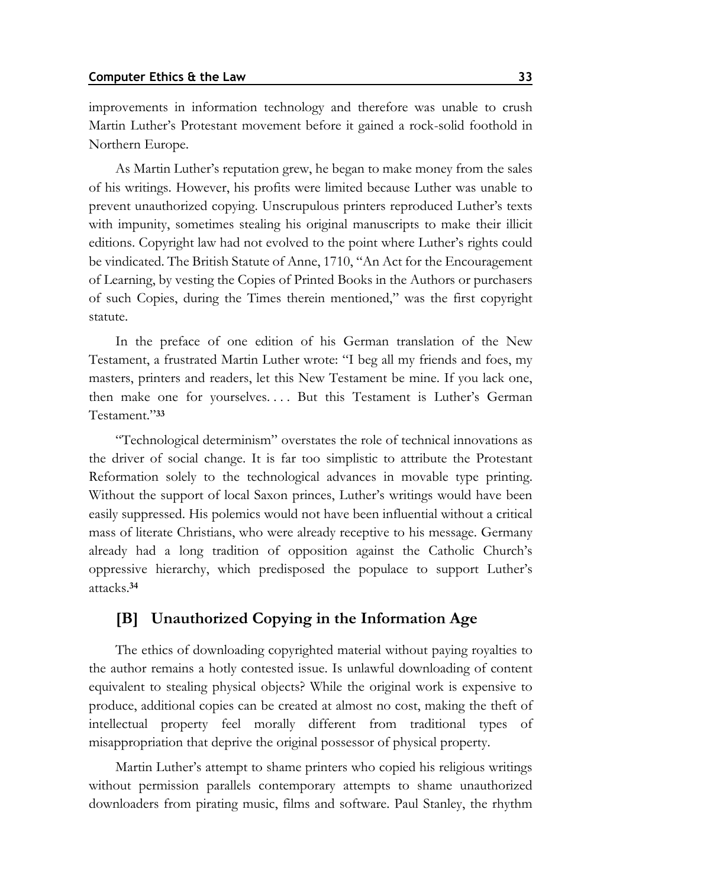improvements in information technology and therefore was unable to crush Martin Luther's Protestant movement before it gained a rock-solid foothold in Northern Europe.

As Martin Luther's reputation grew, he began to make money from the sales of his writings. However, his profits were limited because Luther was unable to prevent unauthorized copying. Unscrupulous printers reproduced Luther's texts with impunity, sometimes stealing his original manuscripts to make their illicit editions. Copyright law had not evolved to the point where Luther's rights could be vindicated. The British Statute of Anne, 1710, "An Act for the Encouragement of Learning, by vesting the Copies of Printed Books in the Authors or purchasers of such Copies, during the Times therein mentioned," was the first copyright statute.

In the preface of one edition of his German translation of the New Testament, a frustrated Martin Luther wrote: "I beg all my friends and foes, my masters, printers and readers, let this New Testament be mine. If you lack one, then make one for yourselves. . . . But this Testament is Luther's German Testament."[33]

"Technological determinism" overstates the role of technical innovations as the driver of social change. It is far too simplistic to attribute the Protestant Reformation solely to the technological advances in movable type printing. Without the support of local Saxon princes, Luther's writings would have been easily suppressed. His polemics would not have been influential without a critical mass of literate Christians, who were already receptive to his message. Germany already had a long tradition of opposition against the Catholic Church's oppressive hierarchy, which predisposed the populace to support Luther's attacks.[34]

## [B] Unauthorized Copying in the Information Age

The ethics of downloading copyrighted material without paying royalties to the author remains a hotly contested issue. Is unlawful downloading of content equivalent to stealing physical objects? While the original work is expensive to produce, additional copies can be created at almost no cost, making the theft of intellectual property feel morally different from traditional types of misappropriation that deprive the original possessor of physical property.

Martin Luther's attempt to shame printers who copied his religious writings without permission parallels contemporary attempts to shame unauthorized downloaders from pirating music, films and software. Paul Stanley, the rhythm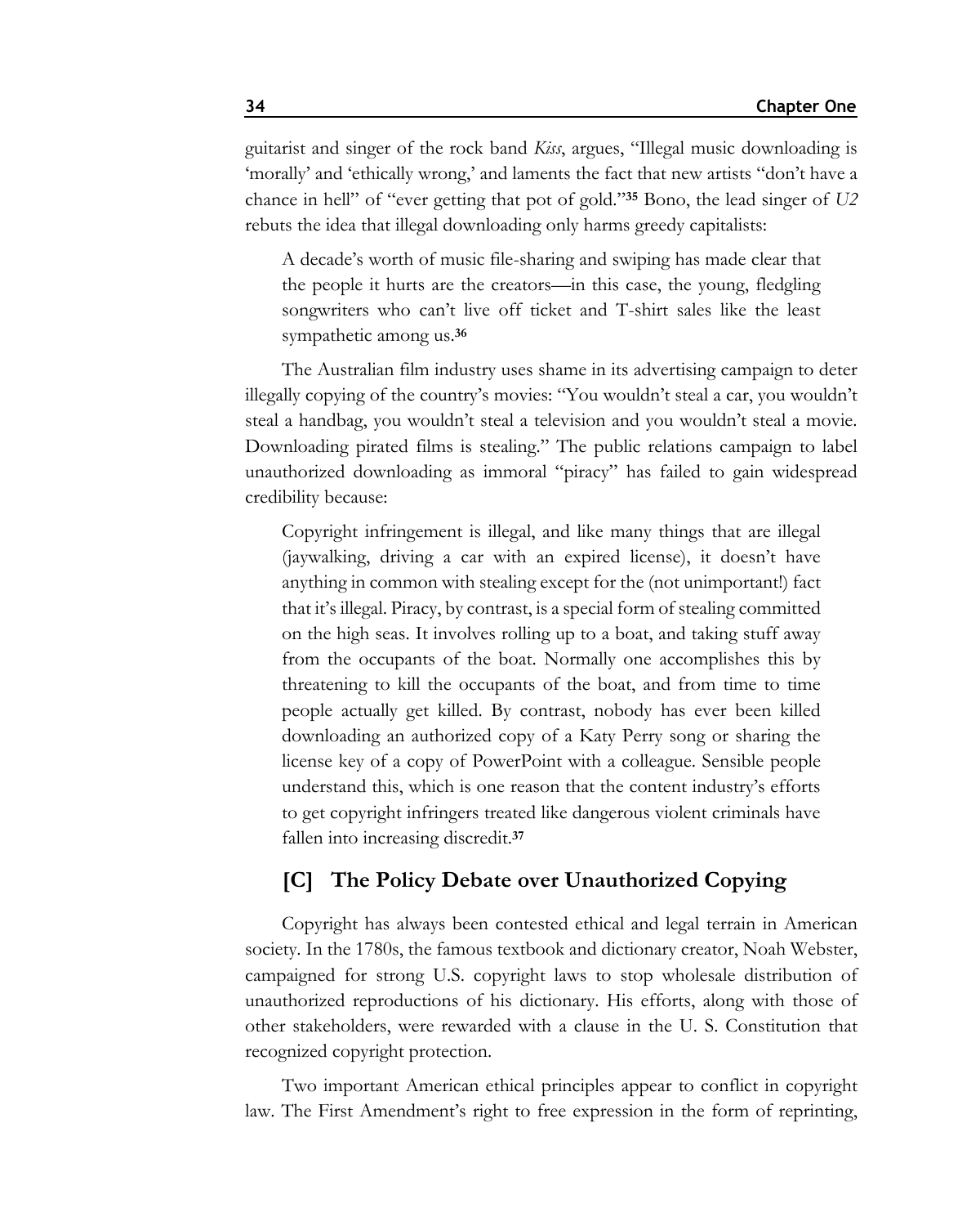guitarist and singer of the rock band *Kiss*, argues, "Illegal music downloading is 'morally' and 'ethically wrong,' and laments the fact that new artists "don't have a chance in hell" of "ever getting that pot of gold."[35] Bono, the lead singer of *U2* rebuts the idea that illegal downloading only harms greedy capitalists:

> A decade's worth of music file-sharing and swiping has made clear that the people it hurts are the creators—in this case, the young, fledgling songwriters who can't live off ticket and T-shirt sales like the least sympathetic among us.[36]

The Australian film industry uses shame in its advertising campaign to deter illegally copying of the country's movies: "You wouldn't steal a car, you wouldn't steal a handbag, you wouldn't steal a television and you wouldn't steal a movie. Downloading pirated films is stealing." The public relations campaign to label unauthorized downloading as immoral "piracy" has failed to gain widespread credibility because:

> Copyright infringement is illegal, and like many things that are illegal (jaywalking, driving a car with an expired license), it doesn't have anything in common with stealing except for the (not unimportant!) fact that it's illegal. Piracy, by contrast, is a special form of stealing committed on the high seas. It involves rolling up to a boat, and taking stuff away from the occupants of the boat. Normally one accomplishes this by threatening to kill the occupants of the boat, and from time to time people actually get killed. By contrast, nobody has ever been killed downloading an authorized copy of a Katy Perry song or sharing the license key of a copy of PowerPoint with a colleague. Sensible people understand this, which is one reason that the content industry's efforts to get copyright infringers treated like dangerous violent criminals have fallen into increasing discredit.[37]

## [C] The Policy Debate over Unauthorized Copying

Copyright has always been contested ethical and legal terrain in American society. In the 1780s, the famous textbook and dictionary creator, Noah Webster, campaigned for strong U.S. copyright laws to stop wholesale distribution of unauthorized reproductions of his dictionary. His efforts, along with those of other stakeholders, were rewarded with a clause in the U. S. Constitution that recognized copyright protection.

Two important American ethical principles appear to conflict in copyright law. The First Amendment's right to free expression in the form of reprinting,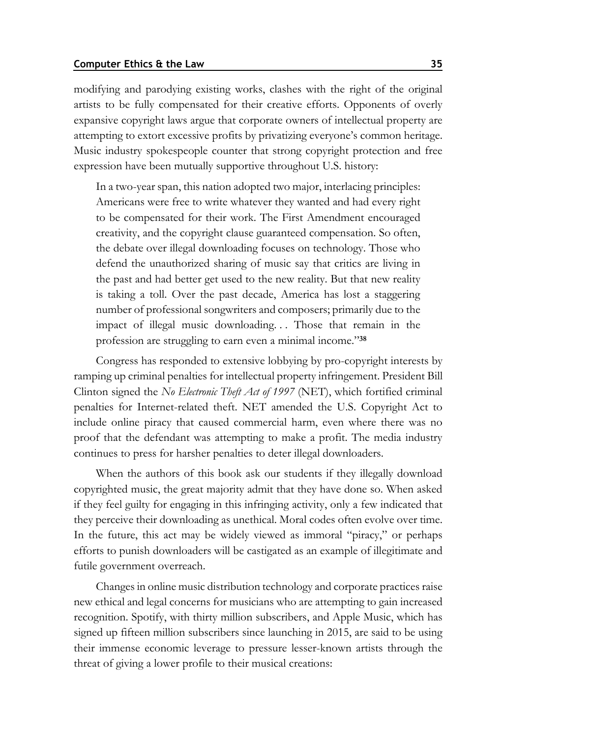modifying and parodying existing works, clashes with the right of the original artists to be fully compensated for their creative efforts. Opponents of overly expansive copyright laws argue that corporate owners of intellectual property are attempting to extort excessive profits by privatizing everyone's common heritage. Music industry spokespeople counter that strong copyright protection and free expression have been mutually supportive throughout U.S. history:

> In a two-year span, this nation adopted two major, interlacing principles: Americans were free to write whatever they wanted and had every right to be compensated for their work. The First Amendment encouraged creativity, and the copyright clause guaranteed compensation. So often, the debate over illegal downloading focuses on technology. Those who defend the unauthorized sharing of music say that critics are living in the past and had better get used to the new reality. But that new reality is taking a toll. Over the past decade, America has lost a staggering number of professional songwriters and composers; primarily due to the impact of illegal music downloading. . . Those that remain in the profession are struggling to earn even a minimal income."[38]

Congress has responded to extensive lobbying by pro-copyright interests by ramping up criminal penalties for intellectual property infringement. President Bill Clinton signed the *No Electronic Theft Act of 1997* (NET), which fortified criminal penalties for Internet-related theft. NET amended the U.S. Copyright Act to include online piracy that caused commercial harm, even where there was no proof that the defendant was attempting to make a profit. The media industry continues to press for harsher penalties to deter illegal downloaders.

When the authors of this book ask our students if they illegally download copyrighted music, the great majority admit that they have done so. When asked if they feel guilty for engaging in this infringing activity, only a few indicated that they perceive their downloading as unethical. Moral codes often evolve over time. In the future, this act may be widely viewed as immoral "piracy," or perhaps efforts to punish downloaders will be castigated as an example of illegitimate and futile government overreach.

Changes in online music distribution technology and corporate practices raise new ethical and legal concerns for musicians who are attempting to gain increased recognition. Spotify, with thirty million subscribers, and Apple Music, which has signed up fifteen million subscribers since launching in 2015, are said to be using their immense economic leverage to pressure lesser-known artists through the threat of giving a lower profile to their musical creations: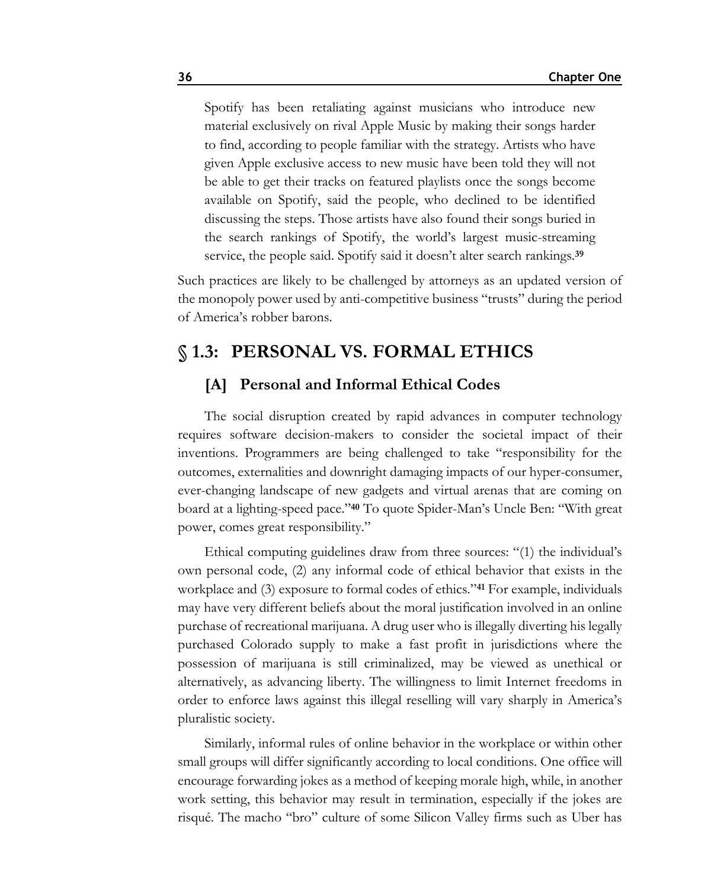> Spotify has been retaliating against musicians who introduce new material exclusively on rival Apple Music by making their songs harder to find, according to people familiar with the strategy. Artists who have given Apple exclusive access to new music have been told they will not be able to get their tracks on featured playlists once the songs become available on Spotify, said the people, who declined to be identified discussing the steps. Those artists have also found their songs buried in the search rankings of Spotify, the world's largest music-streaming service, the people said. Spotify said it doesn't alter search rankings.[39]

Such practices are likely to be challenged by attorneys as an updated version of the monopoly power used by anti-competitive business "trusts" during the period of America's robber barons.

## § 1.3: PERSONAL VS. FORMAL ETHICS

### [A] Personal and Informal Ethical Codes

The social disruption created by rapid advances in computer technology requires software decision-makers to consider the societal impact of their inventions. Programmers are being challenged to take "responsibility for the outcomes, externalities and downright damaging impacts of our hyper-consumer, ever-changing landscape of new gadgets and virtual arenas that are coming on board at a lighting-speed pace."[40] To quote Spider-Man's Uncle Ben: "With great power, comes great responsibility."

Ethical computing guidelines draw from three sources: "(1) the individual's own personal code, (2) any informal code of ethical behavior that exists in the workplace and (3) exposure to formal codes of ethics."[41] For example, individuals may have very different beliefs about the moral justification involved in an online purchase of recreational marijuana. A drug user who is illegally diverting his legally purchased Colorado supply to make a fast profit in jurisdictions where the possession of marijuana is still criminalized, may be viewed as unethical or alternatively, as advancing liberty. The willingness to limit Internet freedoms in order to enforce laws against this illegal reselling will vary sharply in America's pluralistic society.

Similarly, informal rules of online behavior in the workplace or within other small groups will differ significantly according to local conditions. One office will encourage forwarding jokes as a method of keeping morale high, while, in another work setting, this behavior may result in termination, especially if the jokes are risqué. The macho "bro" culture of some Silicon Valley firms such as Uber has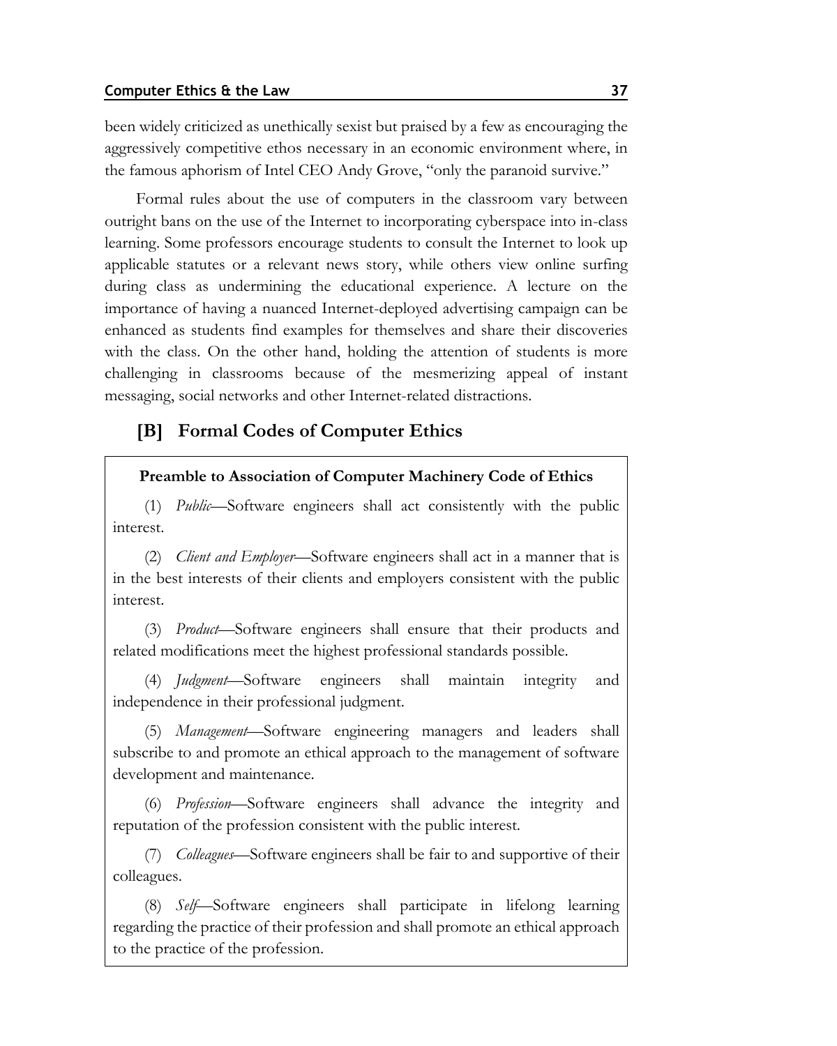been widely criticized as unethically sexist but praised by a few as encouraging the aggressively competitive ethos necessary in an economic environment where, in the famous aphorism of Intel CEO Andy Grove, "only the paranoid survive."

Formal rules about the use of computers in the classroom vary between outright bans on the use of the Internet to incorporating cyberspace into in-class learning. Some professors encourage students to consult the Internet to look up applicable statutes or a relevant news story, while others view online surfing during class as undermining the educational experience. A lecture on the importance of having a nuanced Internet-deployed advertising campaign can be enhanced as students find examples for themselves and share their discoveries with the class. On the other hand, holding the attention of students is more challenging in classrooms because of the mesmerizing appeal of instant messaging, social networks and other Internet-related distractions.

## [B] Formal Codes of Computer Ethics

**Preamble to Association of Computer Machinery Code of Ethics**

(1) *Public*—Software engineers shall act consistently with the public interest.

(2) *Client and Employer*—Software engineers shall act in a manner that is in the best interests of their clients and employers consistent with the public interest.

(3) *Product*—Software engineers shall ensure that their products and related modifications meet the highest professional standards possible.

(4) *Judgment*—Software engineers shall maintain integrity and independence in their professional judgment.

(5) *Management*—Software engineering managers and leaders shall subscribe to and promote an ethical approach to the management of software development and maintenance.

(6) *Profession*—Software engineers shall advance the integrity and reputation of the profession consistent with the public interest.

(7) *Colleagues*—Software engineers shall be fair to and supportive of their colleagues.

(8) *Self*—Software engineers shall participate in lifelong learning regarding the practice of their profession and shall promote an ethical approach to the practice of the profession.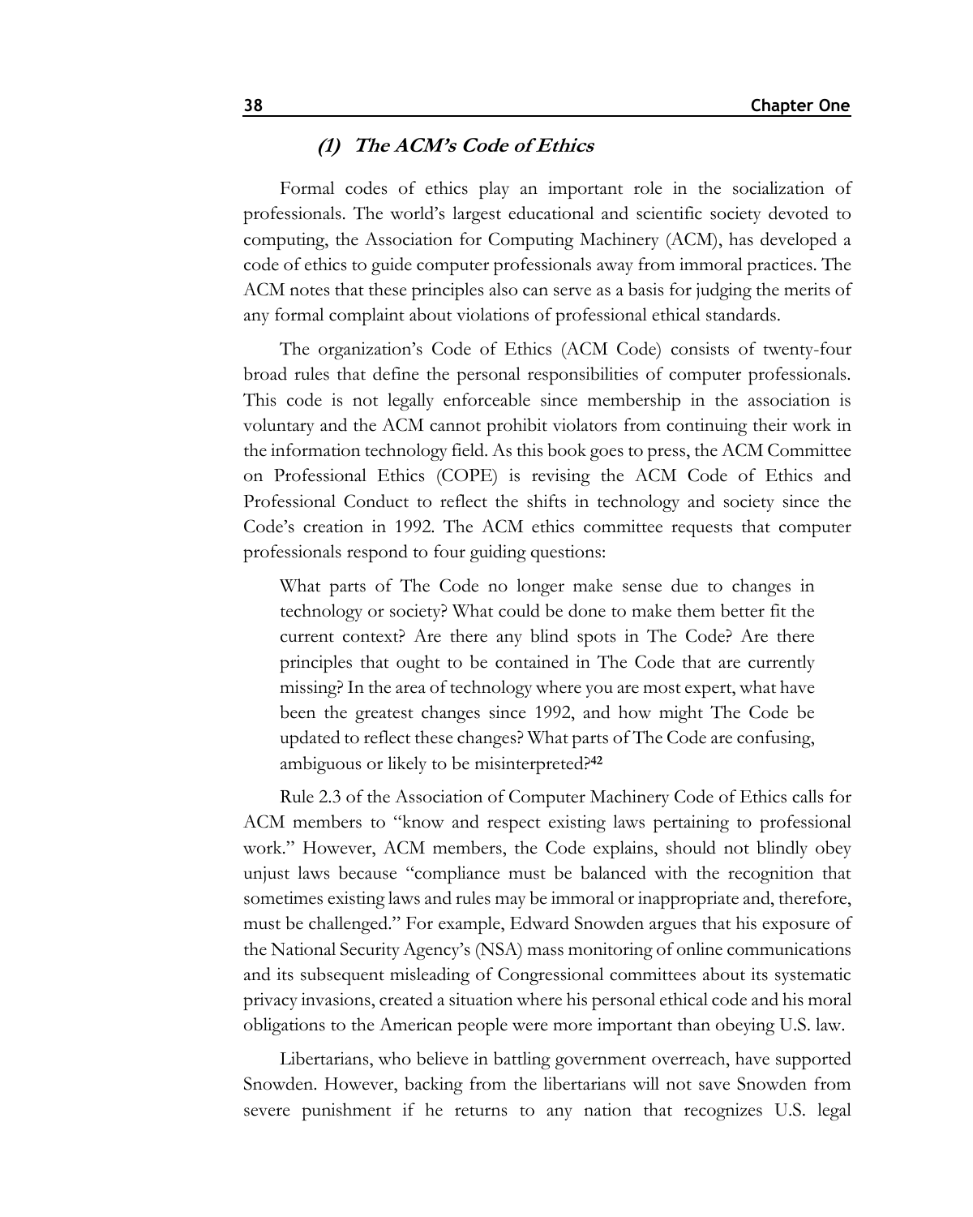### *(1) The ACM's Code of Ethics*

Formal codes of ethics play an important role in the socialization of professionals. The world's largest educational and scientific society devoted to computing, the Association for Computing Machinery (ACM), has developed a code of ethics to guide computer professionals away from immoral practices. The ACM notes that these principles also can serve as a basis for judging the merits of any formal complaint about violations of professional ethical standards.

The organization's Code of Ethics (ACM Code) consists of twenty-four broad rules that define the personal responsibilities of computer professionals. This code is not legally enforceable since membership in the association is voluntary and the ACM cannot prohibit violators from continuing their work in the information technology field. As this book goes to press, the ACM Committee on Professional Ethics (COPE) is revising the ACM Code of Ethics and Professional Conduct to reflect the shifts in technology and society since the Code's creation in 1992. The ACM ethics committee requests that computer professionals respond to four guiding questions:

> What parts of The Code no longer make sense due to changes in technology or society? What could be done to make them better fit the current context? Are there any blind spots in The Code? Are there principles that ought to be contained in The Code that are currently missing? In the area of technology where you are most expert, what have been the greatest changes since 1992, and how might The Code be updated to reflect these changes? What parts of The Code are confusing, ambiguous or likely to be misinterpreted?[42]

Rule 2.3 of the Association of Computer Machinery Code of Ethics calls for ACM members to "know and respect existing laws pertaining to professional work." However, ACM members, the Code explains, should not blindly obey unjust laws because "compliance must be balanced with the recognition that sometimes existing laws and rules may be immoral or inappropriate and, therefore, must be challenged." For example, Edward Snowden argues that his exposure of the National Security Agency's (NSA) mass monitoring of online communications and its subsequent misleading of Congressional committees about its systematic privacy invasions, created a situation where his personal ethical code and his moral obligations to the American people were more important than obeying U.S. law.

Libertarians, who believe in battling government overreach, have supported Snowden. However, backing from the libertarians will not save Snowden from severe punishment if he returns to any nation that recognizes U.S. legal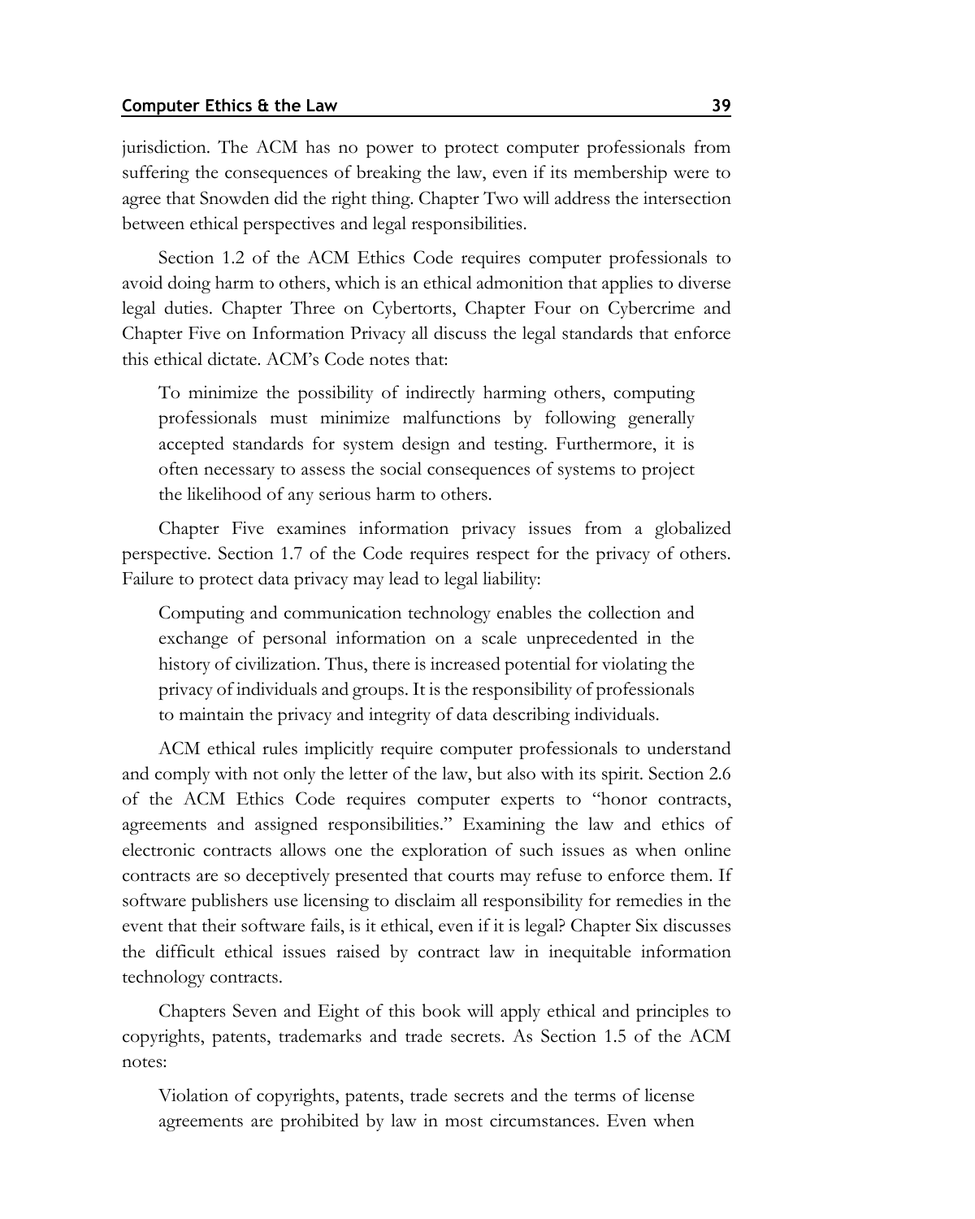jurisdiction. The ACM has no power to protect computer professionals from suffering the consequences of breaking the law, even if its membership were to agree that Snowden did the right thing. Chapter Two will address the intersection between ethical perspectives and legal responsibilities.

Section 1.2 of the ACM Ethics Code requires computer professionals to avoid doing harm to others, which is an ethical admonition that applies to diverse legal duties. Chapter Three on Cybertorts, Chapter Four on Cybercrime and Chapter Five on Information Privacy all discuss the legal standards that enforce this ethical dictate. ACM's Code notes that:

> To minimize the possibility of indirectly harming others, computing professionals must minimize malfunctions by following generally accepted standards for system design and testing. Furthermore, it is often necessary to assess the social consequences of systems to project the likelihood of any serious harm to others.

Chapter Five examines information privacy issues from a globalized perspective. Section 1.7 of the Code requires respect for the privacy of others. Failure to protect data privacy may lead to legal liability:

> Computing and communication technology enables the collection and exchange of personal information on a scale unprecedented in the history of civilization. Thus, there is increased potential for violating the privacy of individuals and groups. It is the responsibility of professionals to maintain the privacy and integrity of data describing individuals.

ACM ethical rules implicitly require computer professionals to understand and comply with not only the letter of the law, but also with its spirit. Section 2.6 of the ACM Ethics Code requires computer experts to "honor contracts, agreements and assigned responsibilities." Examining the law and ethics of electronic contracts allows one the exploration of such issues as when online contracts are so deceptively presented that courts may refuse to enforce them. If software publishers use licensing to disclaim all responsibility for remedies in the event that their software fails, is it ethical, even if it is legal? Chapter Six discusses the difficult ethical issues raised by contract law in inequitable information technology contracts.

Chapters Seven and Eight of this book will apply ethical and principles to copyrights, patents, trademarks and trade secrets. As Section 1.5 of the ACM notes:

> Violation of copyrights, patents, trade secrets and the terms of license agreements are prohibited by law in most circumstances. Even when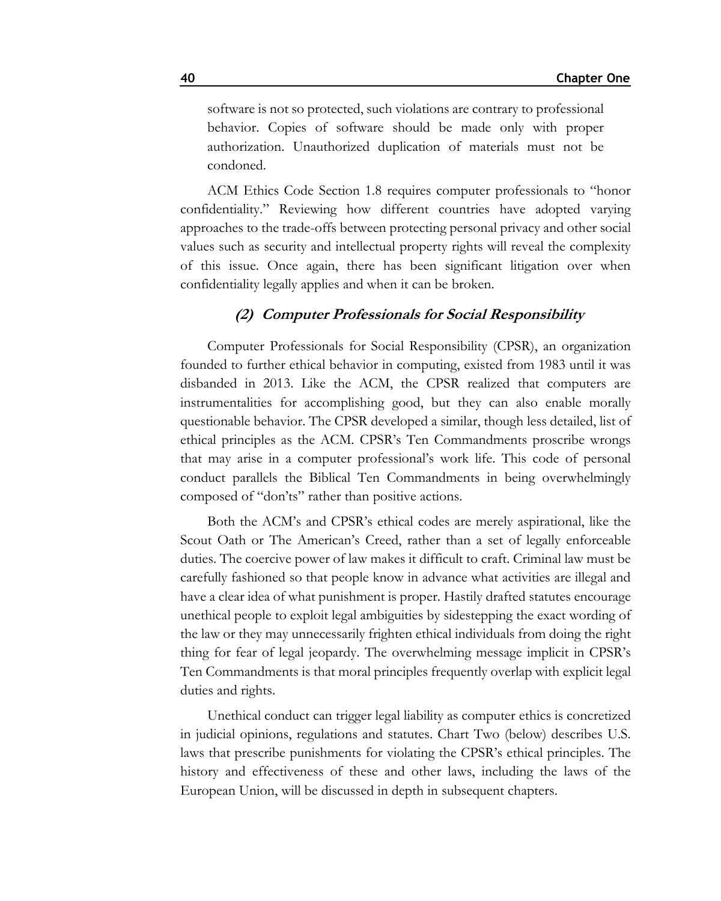software is not so protected, such violations are contrary to professional behavior. Copies of software should be made only with proper authorization. Unauthorized duplication of materials must not be condoned.

ACM Ethics Code Section 1.8 requires computer professionals to "honor confidentiality." Reviewing how different countries have adopted varying approaches to the trade-offs between protecting personal privacy and other social values such as security and intellectual property rights will reveal the complexity of this issue. Once again, there has been significant litigation over when confidentiality legally applies and when it can be broken.

### *(2) Computer Professionals for Social Responsibility*

Computer Professionals for Social Responsibility (CPSR), an organization founded to further ethical behavior in computing, existed from 1983 until it was disbanded in 2013. Like the ACM, the CPSR realized that computers are instrumentalities for accomplishing good, but they can also enable morally questionable behavior. The CPSR developed a similar, though less detailed, list of ethical principles as the ACM. CPSR's Ten Commandments proscribe wrongs that may arise in a computer professional's work life. This code of personal conduct parallels the Biblical Ten Commandments in being overwhelmingly composed of "don'ts" rather than positive actions.

Both the ACM's and CPSR's ethical codes are merely aspirational, like the Scout Oath or The American's Creed, rather than a set of legally enforceable duties. The coercive power of law makes it difficult to craft. Criminal law must be carefully fashioned so that people know in advance what activities are illegal and have a clear idea of what punishment is proper. Hastily drafted statutes encourage unethical people to exploit legal ambiguities by sidestepping the exact wording of the law or they may unnecessarily frighten ethical individuals from doing the right thing for fear of legal jeopardy. The overwhelming message implicit in CPSR's Ten Commandments is that moral principles frequently overlap with explicit legal duties and rights.

Unethical conduct can trigger legal liability as computer ethics is concretized in judicial opinions, regulations and statutes. Chart Two (below) describes U.S. laws that prescribe punishments for violating the CPSR's ethical principles. The history and effectiveness of these and other laws, including the laws of the European Union, will be discussed in depth in subsequent chapters.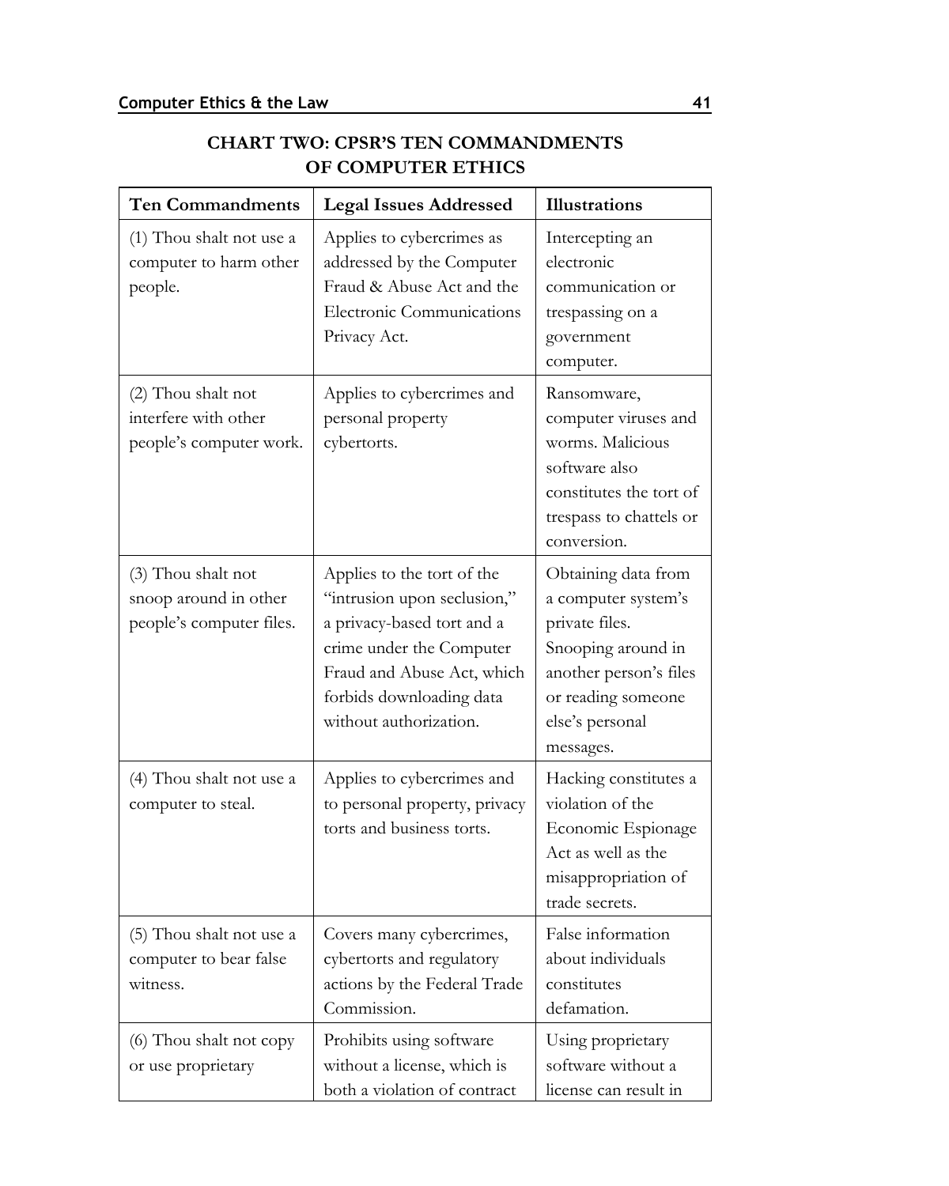## CHART TWO: CPSR'S TEN COMMANDMENTS OF COMPUTER ETHICS

| Ten Commandments | Legal Issues Addressed | Illustrations |
|---|---|---|
| (1) Thou shalt not use a computer to harm other people. | Applies to cybercrimes as addressed by the Computer Fraud & Abuse Act and the Electronic Communications Privacy Act. | Intercepting an electronic communication or trespassing on a government computer. |
| (2) Thou shalt not interfere with other people's computer work. | Applies to cybercrimes and personal property cybertorts. | Ransomware, computer viruses and worms. Malicious software also constitutes the tort of trespass to chattels or conversion. |
| (3) Thou shalt not snoop around in other people's computer files. | Applies to the tort of the "intrusion upon seclusion," a privacy-based tort and a crime under the Computer Fraud and Abuse Act, which forbids downloading data without authorization. | Obtaining data from a computer system's private files. Snooping around in another person's files or reading someone else's personal messages. |
| (4) Thou shalt not use a computer to steal. | Applies to cybercrimes and to personal property, privacy torts and business torts. | Hacking constitutes a violation of the Economic Espionage Act as well as the misappropriation of trade secrets. |
| (5) Thou shalt not use a computer to bear false witness. | Covers many cybercrimes, cybertorts and regulatory actions by the Federal Trade Commission. | False information about individuals constitutes defamation. |
| (6) Thou shalt not copy or use proprietary | Prohibits using software without a license, which is both a violation of contract | Using proprietary software without a license can result in |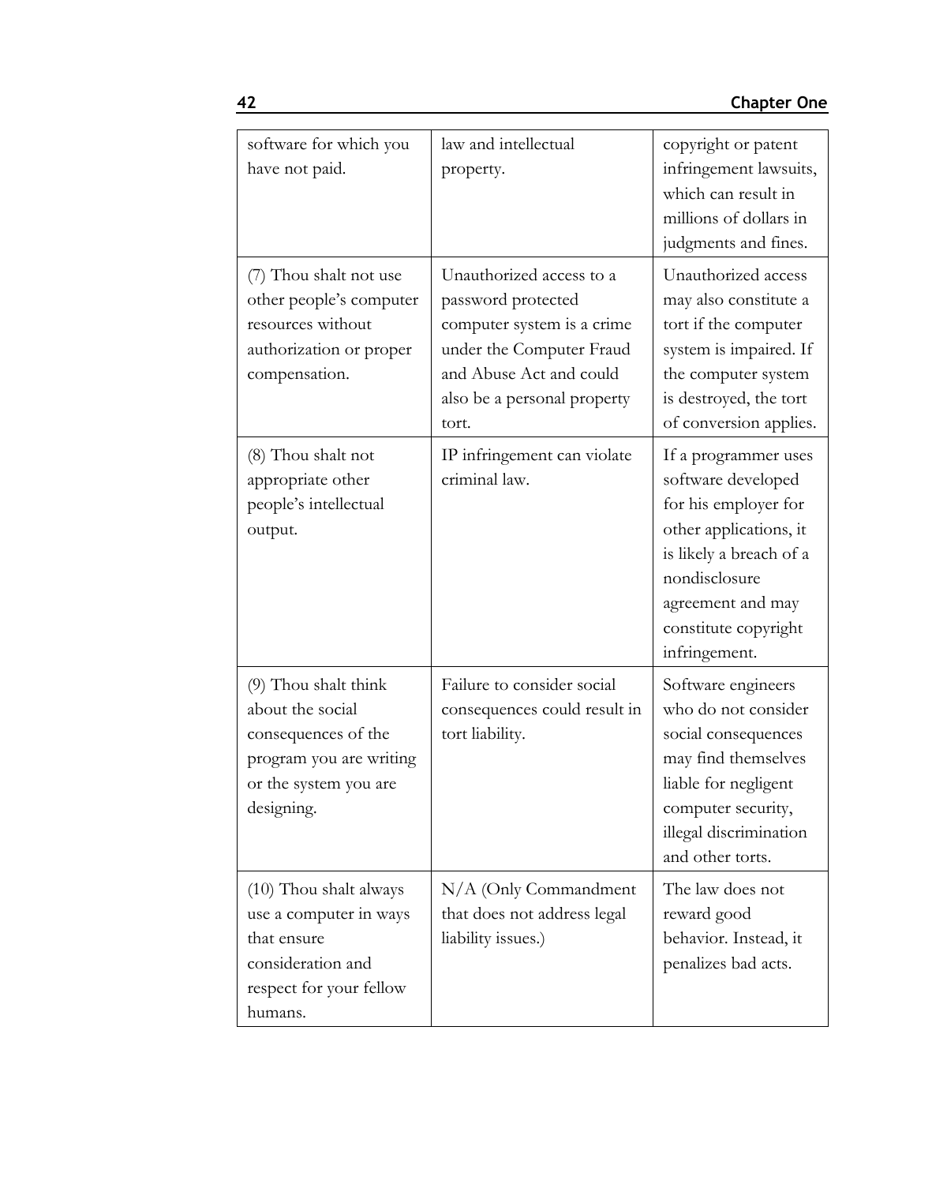| | | |
|---|---|---|
| software for which you have not paid. | law and intellectual property. | copyright or patent infringement lawsuits, which can result in millions of dollars in judgments and fines. |
| (7) Thou shalt not use other people's computer resources without authorization or proper compensation. | Unauthorized access to a password protected computer system is a crime under the Computer Fraud and Abuse Act and could also be a personal property tort. | Unauthorized access may also constitute a tort if the computer system is impaired. If the computer system is destroyed, the tort of conversion applies. |
| (8) Thou shalt not appropriate other people's intellectual output. | IP infringement can violate criminal law. | If a programmer uses software developed for his employer for other applications, it is likely a breach of a nondisclosure agreement and may constitute copyright infringement. |
| (9) Thou shalt think about the social consequences of the program you are writing or the system you are designing. | Failure to consider social consequences could result in tort liability. | Software engineers who do not consider social consequences may find themselves liable for negligent computer security, illegal discrimination and other torts. |
| (10) Thou shalt always use a computer in ways that ensure consideration and respect for your fellow humans. | N/A (Only Commandment that does not address legal liability issues.) | The law does not reward good behavior. Instead, it penalizes bad acts. |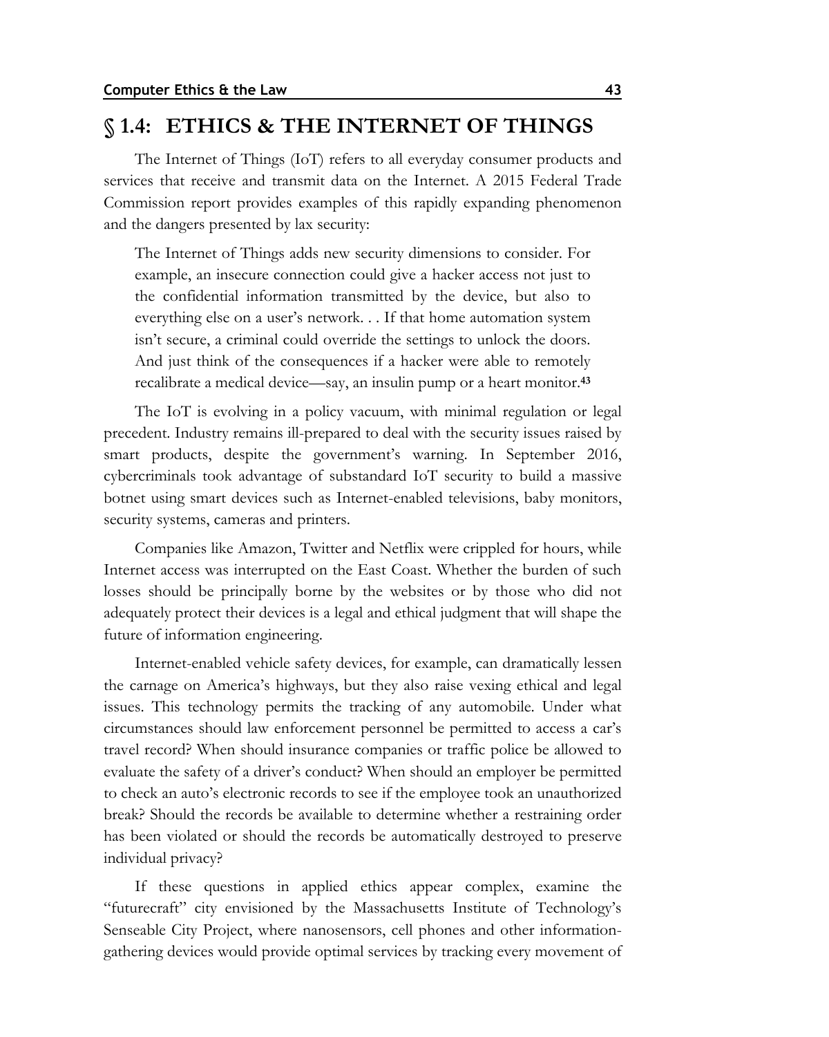## § 1.4: ETHICS & THE INTERNET OF THINGS

The Internet of Things (IoT) refers to all everyday consumer products and services that receive and transmit data on the Internet. A 2015 Federal Trade Commission report provides examples of this rapidly expanding phenomenon and the dangers presented by lax security:

> The Internet of Things adds new security dimensions to consider. For example, an insecure connection could give a hacker access not just to the confidential information transmitted by the device, but also to everything else on a user's network. . . If that home automation system isn't secure, a criminal could override the settings to unlock the doors. And just think of the consequences if a hacker were able to remotely recalibrate a medical device—say, an insulin pump or a heart monitor.[43]

The IoT is evolving in a policy vacuum, with minimal regulation or legal precedent. Industry remains ill-prepared to deal with the security issues raised by smart products, despite the government's warning. In September 2016, cybercriminals took advantage of substandard IoT security to build a massive botnet using smart devices such as Internet-enabled televisions, baby monitors, security systems, cameras and printers.

Companies like Amazon, Twitter and Netflix were crippled for hours, while Internet access was interrupted on the East Coast. Whether the burden of such losses should be principally borne by the websites or by those who did not adequately protect their devices is a legal and ethical judgment that will shape the future of information engineering.

Internet-enabled vehicle safety devices, for example, can dramatically lessen the carnage on America's highways, but they also raise vexing ethical and legal issues. This technology permits the tracking of any automobile. Under what circumstances should law enforcement personnel be permitted to access a car's travel record? When should insurance companies or traffic police be allowed to evaluate the safety of a driver's conduct? When should an employer be permitted to check an auto's electronic records to see if the employee took an unauthorized break? Should the records be available to determine whether a restraining order has been violated or should the records be automatically destroyed to preserve individual privacy?

If these questions in applied ethics appear complex, examine the "futurecraft" city envisioned by the Massachusetts Institute of Technology's Senseable City Project, where nanosensors, cell phones and other information-gathering devices would provide optimal services by tracking every movement of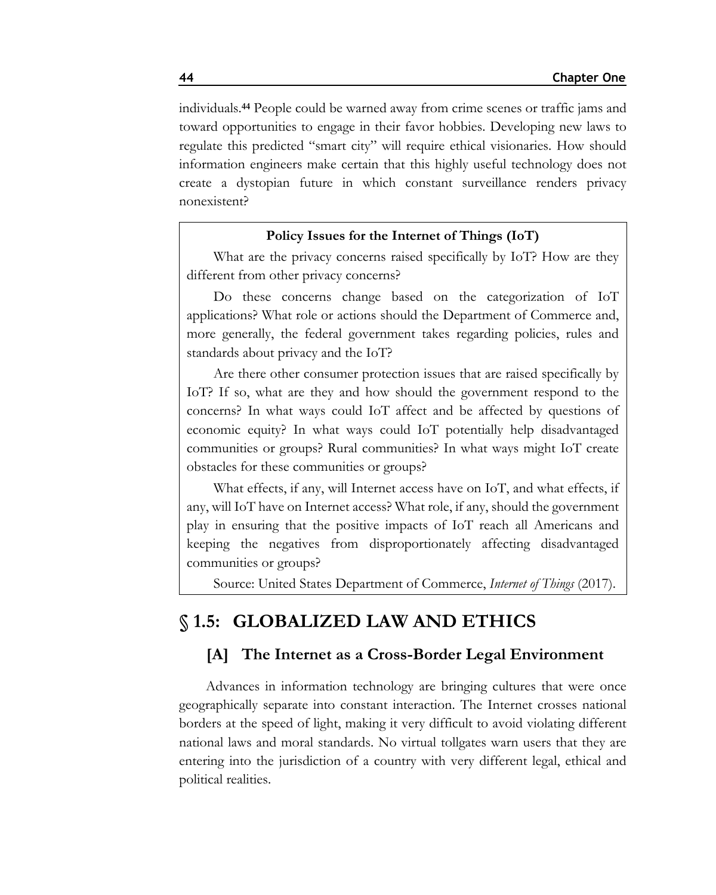individuals.[44] People could be warned away from crime scenes or traffic jams and toward opportunities to engage in their favor hobbies. Developing new laws to regulate this predicted "smart city" will require ethical visionaries. How should information engineers make certain that this highly useful technology does not create a dystopian future in which constant surveillance renders privacy nonexistent?

> **Policy Issues for the Internet of Things (IoT)**
>
> What are the privacy concerns raised specifically by IoT? How are they different from other privacy concerns?
>
> Do these concerns change based on the categorization of IoT applications? What role or actions should the Department of Commerce and, more generally, the federal government takes regarding policies, rules and standards about privacy and the IoT?
>
> Are there other consumer protection issues that are raised specifically by IoT? If so, what are they and how should the government respond to the concerns? In what ways could IoT affect and be affected by questions of economic equity? In what ways could IoT potentially help disadvantaged communities or groups? Rural communities? In what ways might IoT create obstacles for these communities or groups?
>
> What effects, if any, will Internet access have on IoT, and what effects, if any, will IoT have on Internet access? What role, if any, should the government play in ensuring that the positive impacts of IoT reach all Americans and keeping the negatives from disproportionately affecting disadvantaged communities or groups?
>
> Source: United States Department of Commerce, *Internet of Things* (2017).

## § 1.5: GLOBALIZED LAW AND ETHICS

### [A] The Internet as a Cross-Border Legal Environment

Advances in information technology are bringing cultures that were once geographically separate into constant interaction. The Internet crosses national borders at the speed of light, making it very difficult to avoid violating different national laws and moral standards. No virtual tollgates warn users that they are entering into the jurisdiction of a country with very different legal, ethical and political realities.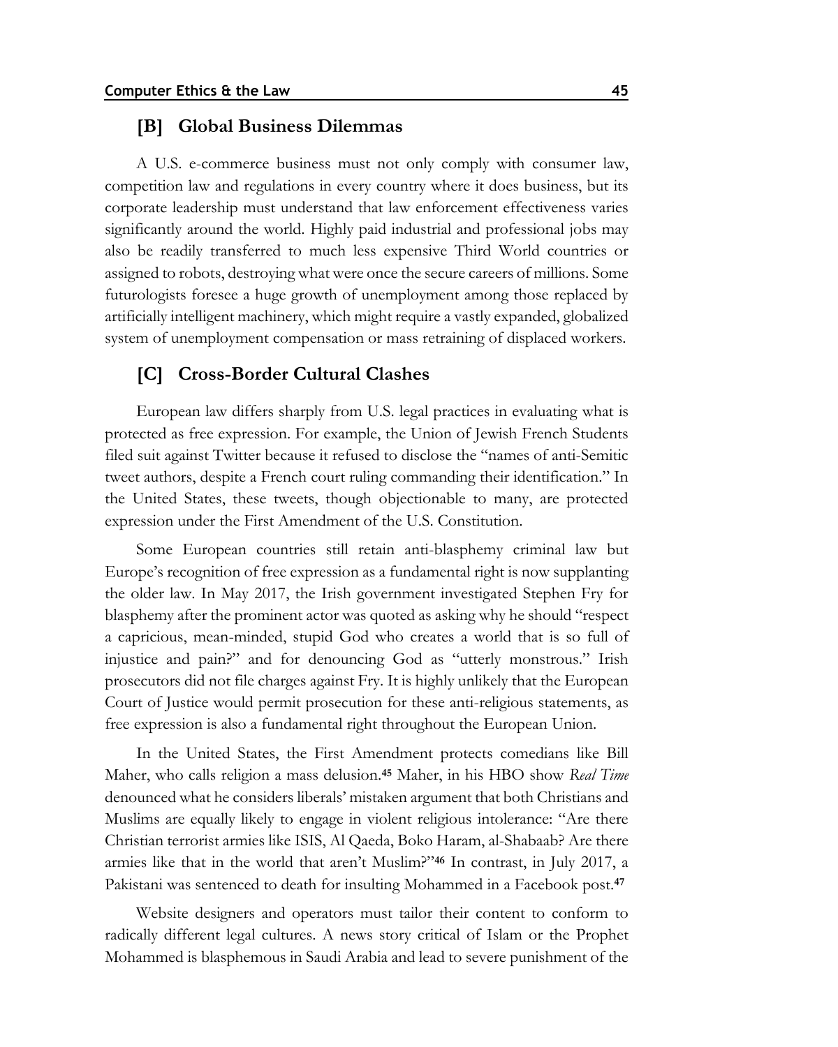### [B] Global Business Dilemmas

A U.S. e-commerce business must not only comply with consumer law, competition law and regulations in every country where it does business, but its corporate leadership must understand that law enforcement effectiveness varies significantly around the world. Highly paid industrial and professional jobs may also be readily transferred to much less expensive Third World countries or assigned to robots, destroying what were once the secure careers of millions. Some futurologists foresee a huge growth of unemployment among those replaced by artificially intelligent machinery, which might require a vastly expanded, globalized system of unemployment compensation or mass retraining of displaced workers.

### [C] Cross-Border Cultural Clashes

European law differs sharply from U.S. legal practices in evaluating what is protected as free expression. For example, the Union of Jewish French Students filed suit against Twitter because it refused to disclose the "names of anti-Semitic tweet authors, despite a French court ruling commanding their identification." In the United States, these tweets, though objectionable to many, are protected expression under the First Amendment of the U.S. Constitution.

Some European countries still retain anti-blasphemy criminal law but Europe's recognition of free expression as a fundamental right is now supplanting the older law. In May 2017, the Irish government investigated Stephen Fry for blasphemy after the prominent actor was quoted as asking why he should "respect a capricious, mean-minded, stupid God who creates a world that is so full of injustice and pain?" and for denouncing God as "utterly monstrous." Irish prosecutors did not file charges against Fry. It is highly unlikely that the European Court of Justice would permit prosecution for these anti-religious statements, as free expression is also a fundamental right throughout the European Union.

In the United States, the First Amendment protects comedians like Bill Maher, who calls religion a mass delusion.[45] Maher, in his HBO show *Real Time* denounced what he considers liberals' mistaken argument that both Christians and Muslims are equally likely to engage in violent religious intolerance: "Are there Christian terrorist armies like ISIS, Al Qaeda, Boko Haram, al-Shabaab? Are there armies like that in the world that aren't Muslim?"[46] In contrast, in July 2017, a Pakistani was sentenced to death for insulting Mohammed in a Facebook post.[47]

Website designers and operators must tailor their content to conform to radically different legal cultures. A news story critical of Islam or the Prophet Mohammed is blasphemous in Saudi Arabia and lead to severe punishment of the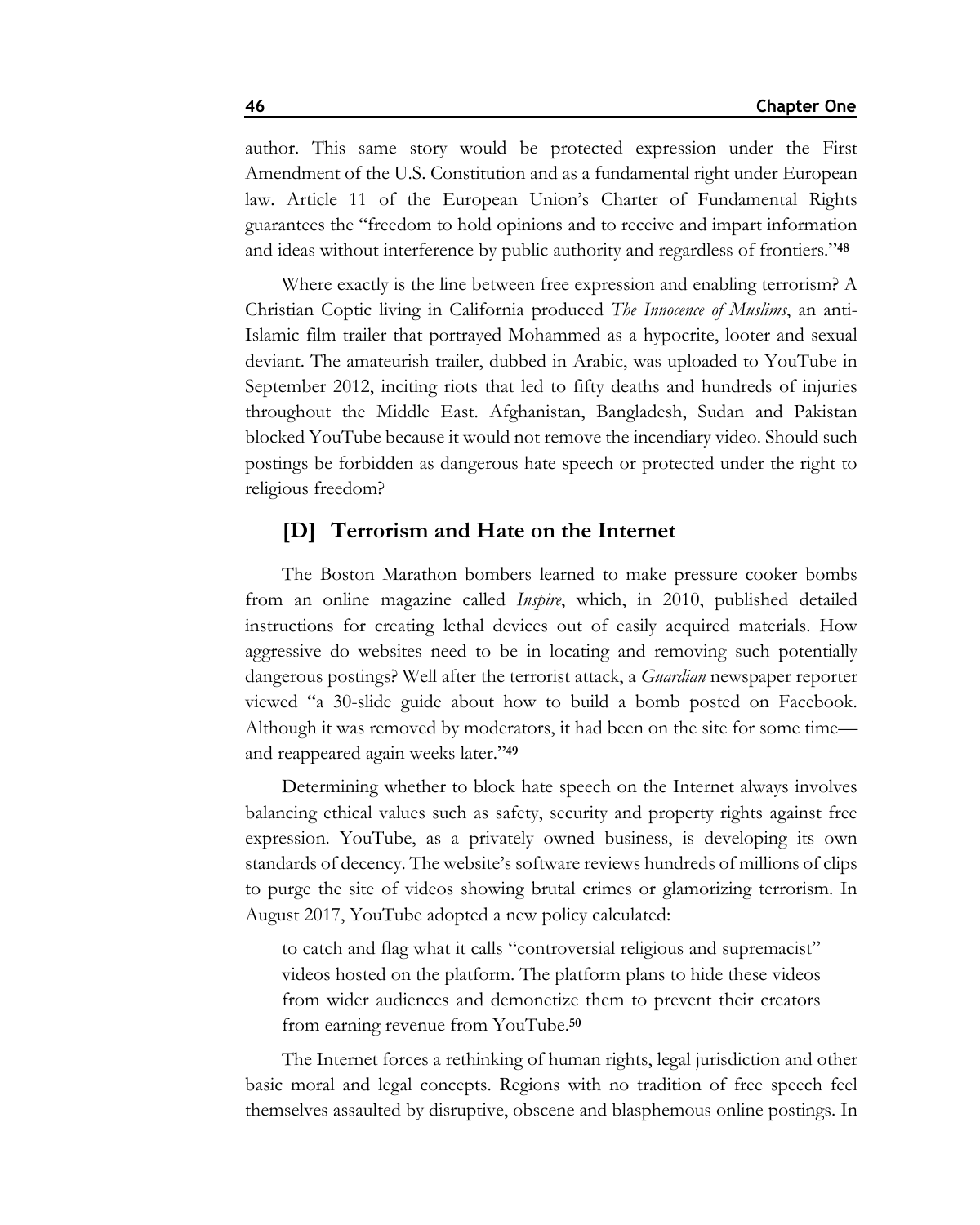author. This same story would be protected expression under the First Amendment of the U.S. Constitution and as a fundamental right under European law. Article 11 of the European Union's Charter of Fundamental Rights guarantees the "freedom to hold opinions and to receive and impart information and ideas without interference by public authority and regardless of frontiers."[48]

Where exactly is the line between free expression and enabling terrorism? A Christian Coptic living in California produced *The Innocence of Muslims*, an anti-Islamic film trailer that portrayed Mohammed as a hypocrite, looter and sexual deviant. The amateurish trailer, dubbed in Arabic, was uploaded to YouTube in September 2012, inciting riots that led to fifty deaths and hundreds of injuries throughout the Middle East. Afghanistan, Bangladesh, Sudan and Pakistan blocked YouTube because it would not remove the incendiary video. Should such postings be forbidden as dangerous hate speech or protected under the right to religious freedom?

### [D] Terrorism and Hate on the Internet

The Boston Marathon bombers learned to make pressure cooker bombs from an online magazine called *Inspire*, which, in 2010, published detailed instructions for creating lethal devices out of easily acquired materials. How aggressive do websites need to be in locating and removing such potentially dangerous postings? Well after the terrorist attack, a *Guardian* newspaper reporter viewed "a 30-slide guide about how to build a bomb posted on Facebook. Although it was removed by moderators, it had been on the site for some time—and reappeared again weeks later."[49]

Determining whether to block hate speech on the Internet always involves balancing ethical values such as safety, security and property rights against free expression. YouTube, as a privately owned business, is developing its own standards of decency. The website's software reviews hundreds of millions of clips to purge the site of videos showing brutal crimes or glamorizing terrorism. In August 2017, YouTube adopted a new policy calculated:

> to catch and flag what it calls "controversial religious and supremacist" videos hosted on the platform. The platform plans to hide these videos from wider audiences and demonetize them to prevent their creators from earning revenue from YouTube.[50]

The Internet forces a rethinking of human rights, legal jurisdiction and other basic moral and legal concepts. Regions with no tradition of free speech feel themselves assaulted by disruptive, obscene and blasphemous online postings. In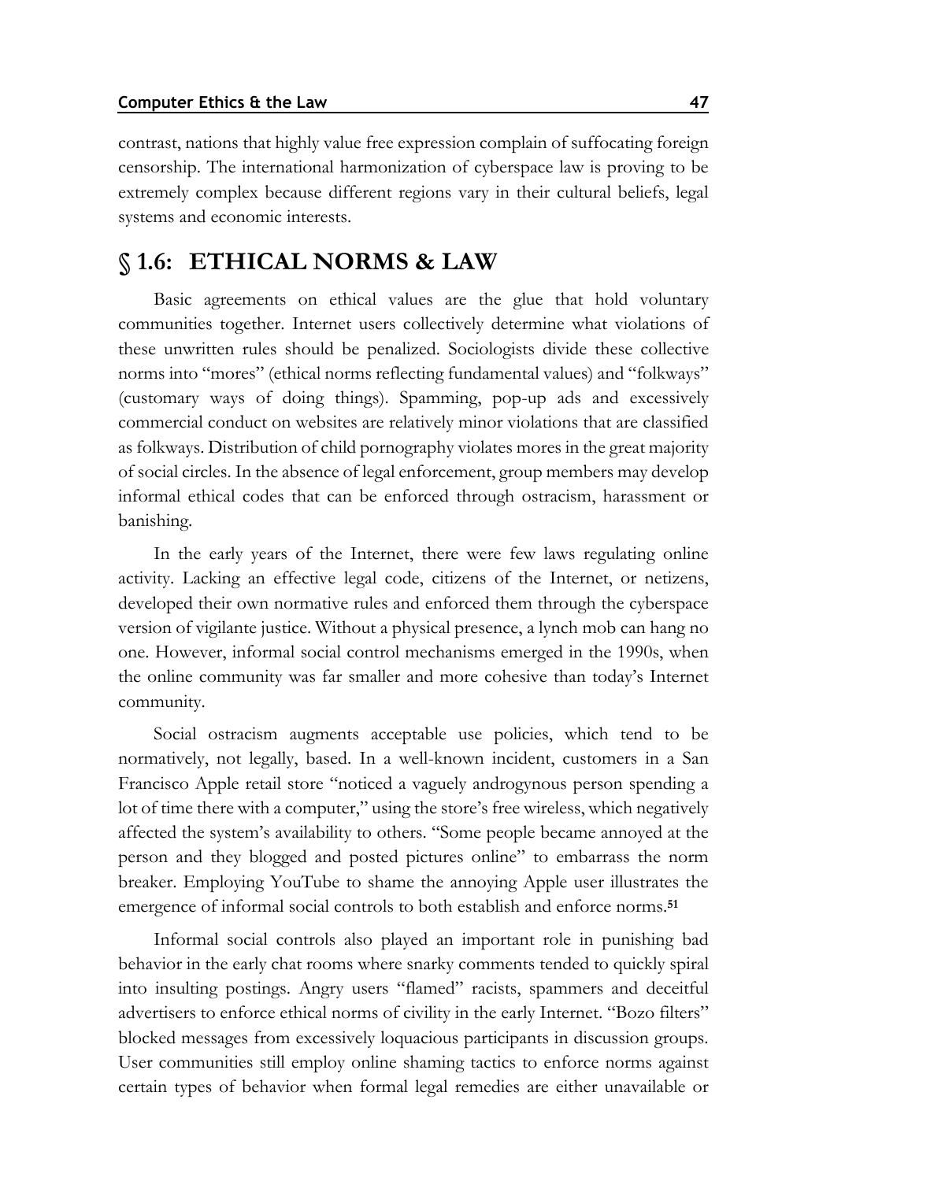contrast, nations that highly value free expression complain of suffocating foreign censorship. The international harmonization of cyberspace law is proving to be extremely complex because different regions vary in their cultural beliefs, legal systems and economic interests.

## § 1.6: ETHICAL NORMS & LAW

Basic agreements on ethical values are the glue that hold voluntary communities together. Internet users collectively determine what violations of these unwritten rules should be penalized. Sociologists divide these collective norms into "mores" (ethical norms reflecting fundamental values) and "folkways" (customary ways of doing things). Spamming, pop-up ads and excessively commercial conduct on websites are relatively minor violations that are classified as folkways. Distribution of child pornography violates mores in the great majority of social circles. In the absence of legal enforcement, group members may develop informal ethical codes that can be enforced through ostracism, harassment or banishing.

In the early years of the Internet, there were few laws regulating online activity. Lacking an effective legal code, citizens of the Internet, or netizens, developed their own normative rules and enforced them through the cyberspace version of vigilante justice. Without a physical presence, a lynch mob can hang no one. However, informal social control mechanisms emerged in the 1990s, when the online community was far smaller and more cohesive than today's Internet community.

Social ostracism augments acceptable use policies, which tend to be normatively, not legally, based. In a well-known incident, customers in a San Francisco Apple retail store "noticed a vaguely androgynous person spending a lot of time there with a computer," using the store's free wireless, which negatively affected the system's availability to others. "Some people became annoyed at the person and they blogged and posted pictures online" to embarrass the norm breaker. Employing YouTube to shame the annoying Apple user illustrates the emergence of informal social controls to both establish and enforce norms.[51]

Informal social controls also played an important role in punishing bad behavior in the early chat rooms where snarky comments tended to quickly spiral into insulting postings. Angry users "flamed" racists, spammers and deceitful advertisers to enforce ethical norms of civility in the early Internet. "Bozo filters" blocked messages from excessively loquacious participants in discussion groups. User communities still employ online shaming tactics to enforce norms against certain types of behavior when formal legal remedies are either unavailable or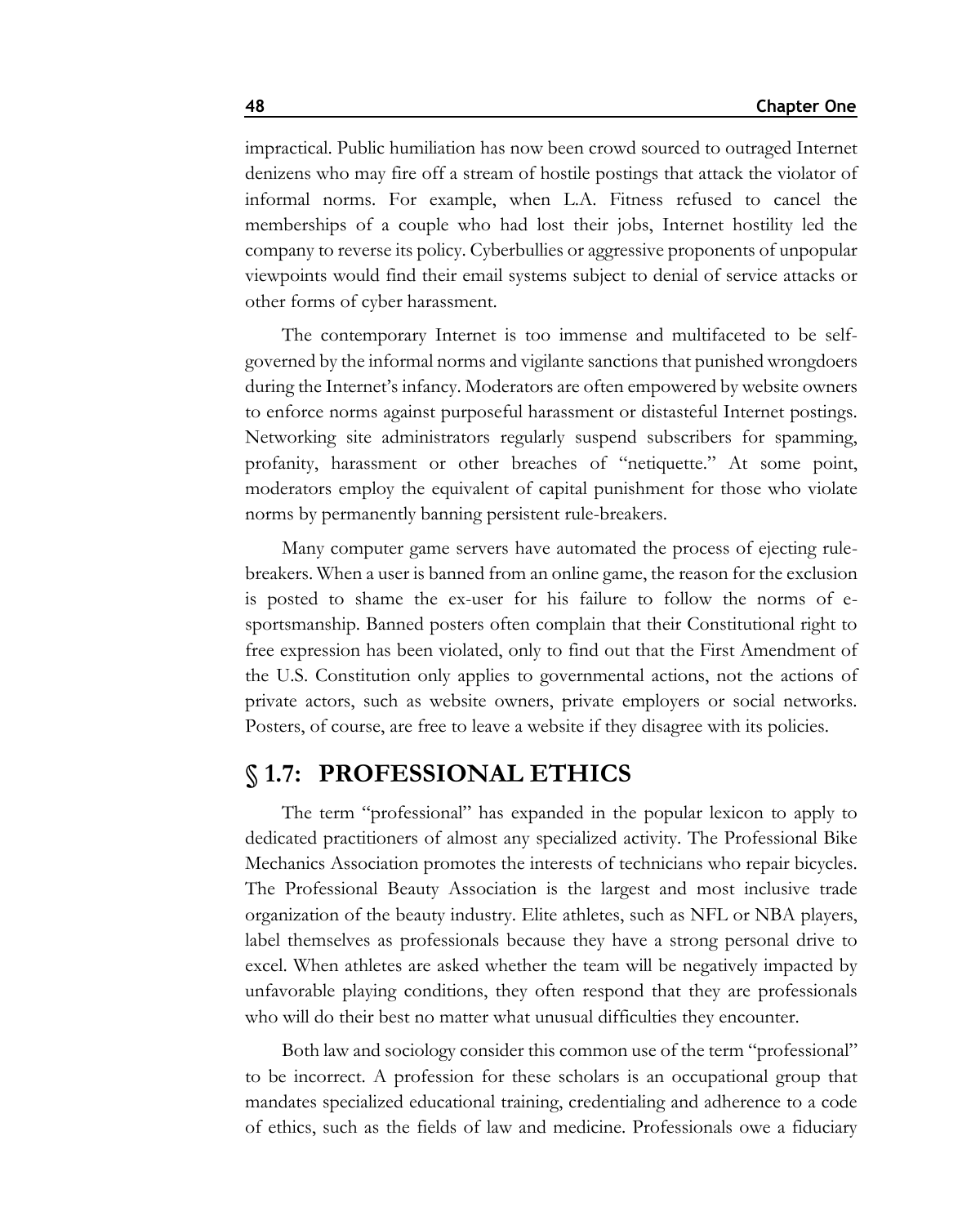impractical. Public humiliation has now been crowd sourced to outraged Internet denizens who may fire off a stream of hostile postings that attack the violator of informal norms. For example, when L.A. Fitness refused to cancel the memberships of a couple who had lost their jobs, Internet hostility led the company to reverse its policy. Cyberbullies or aggressive proponents of unpopular viewpoints would find their email systems subject to denial of service attacks or other forms of cyber harassment.

The contemporary Internet is too immense and multifaceted to be self-governed by the informal norms and vigilante sanctions that punished wrongdoers during the Internet's infancy. Moderators are often empowered by website owners to enforce norms against purposeful harassment or distasteful Internet postings. Networking site administrators regularly suspend subscribers for spamming, profanity, harassment or other breaches of "netiquette." At some point, moderators employ the equivalent of capital punishment for those who violate norms by permanently banning persistent rule-breakers.

Many computer game servers have automated the process of ejecting rule-breakers. When a user is banned from an online game, the reason for the exclusion is posted to shame the ex-user for his failure to follow the norms of e-sportsmanship. Banned posters often complain that their Constitutional right to free expression has been violated, only to find out that the First Amendment of the U.S. Constitution only applies to governmental actions, not the actions of private actors, such as website owners, private employers or social networks. Posters, of course, are free to leave a website if they disagree with its policies.

## § 1.7: PROFESSIONAL ETHICS

The term "professional" has expanded in the popular lexicon to apply to dedicated practitioners of almost any specialized activity. The Professional Bike Mechanics Association promotes the interests of technicians who repair bicycles. The Professional Beauty Association is the largest and most inclusive trade organization of the beauty industry. Elite athletes, such as NFL or NBA players, label themselves as professionals because they have a strong personal drive to excel. When athletes are asked whether the team will be negatively impacted by unfavorable playing conditions, they often respond that they are professionals who will do their best no matter what unusual difficulties they encounter.

Both law and sociology consider this common use of the term "professional" to be incorrect. A profession for these scholars is an occupational group that mandates specialized educational training, credentialing and adherence to a code of ethics, such as the fields of law and medicine. Professionals owe a fiduciary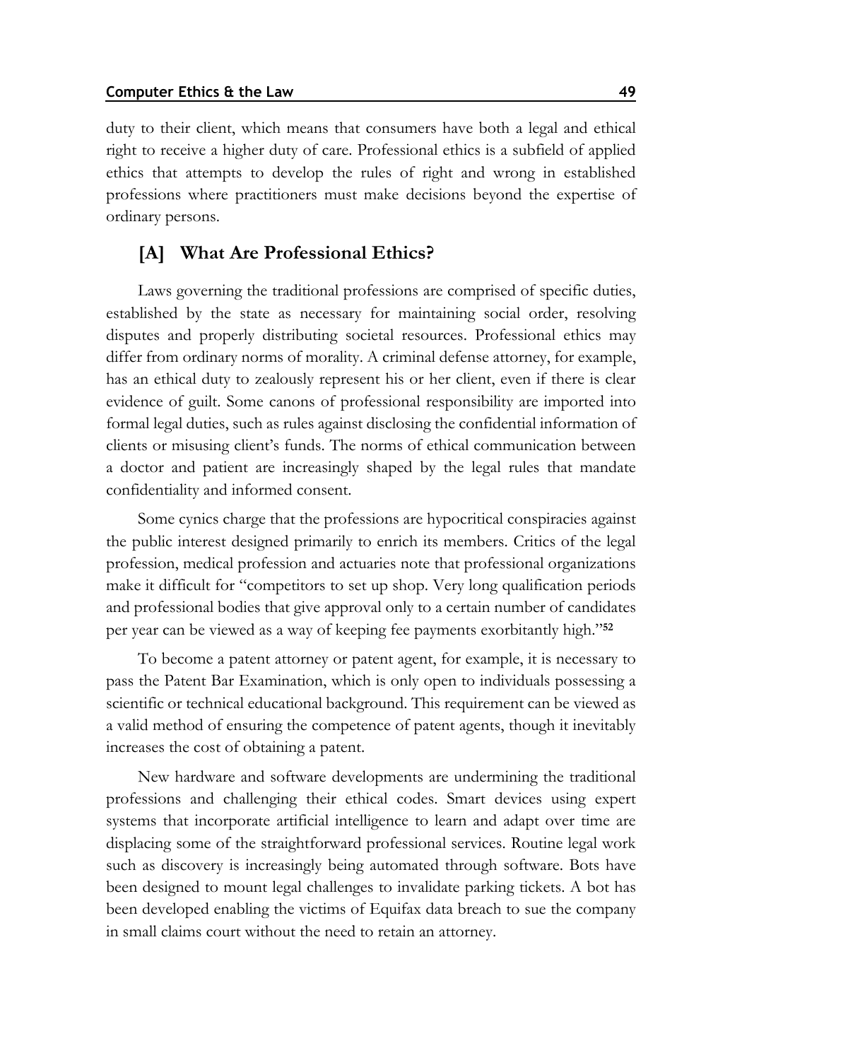duty to their client, which means that consumers have both a legal and ethical right to receive a higher duty of care. Professional ethics is a subfield of applied ethics that attempts to develop the rules of right and wrong in established professions where practitioners must make decisions beyond the expertise of ordinary persons.

### [A] What Are Professional Ethics?

Laws governing the traditional professions are comprised of specific duties, established by the state as necessary for maintaining social order, resolving disputes and properly distributing societal resources. Professional ethics may differ from ordinary norms of morality. A criminal defense attorney, for example, has an ethical duty to zealously represent his or her client, even if there is clear evidence of guilt. Some canons of professional responsibility are imported into formal legal duties, such as rules against disclosing the confidential information of clients or misusing client's funds. The norms of ethical communication between a doctor and patient are increasingly shaped by the legal rules that mandate confidentiality and informed consent.

Some cynics charge that the professions are hypocritical conspiracies against the public interest designed primarily to enrich its members. Critics of the legal profession, medical profession and actuaries note that professional organizations make it difficult for "competitors to set up shop. Very long qualification periods and professional bodies that give approval only to a certain number of candidates per year can be viewed as a way of keeping fee payments exorbitantly high."[52]

To become a patent attorney or patent agent, for example, it is necessary to pass the Patent Bar Examination, which is only open to individuals possessing a scientific or technical educational background. This requirement can be viewed as a valid method of ensuring the competence of patent agents, though it inevitably increases the cost of obtaining a patent.

New hardware and software developments are undermining the traditional professions and challenging their ethical codes. Smart devices using expert systems that incorporate artificial intelligence to learn and adapt over time are displacing some of the straightforward professional services. Routine legal work such as discovery is increasingly being automated through software. Bots have been designed to mount legal challenges to invalidate parking tickets. A bot has been developed enabling the victims of Equifax data breach to sue the company in small claims court without the need to retain an attorney.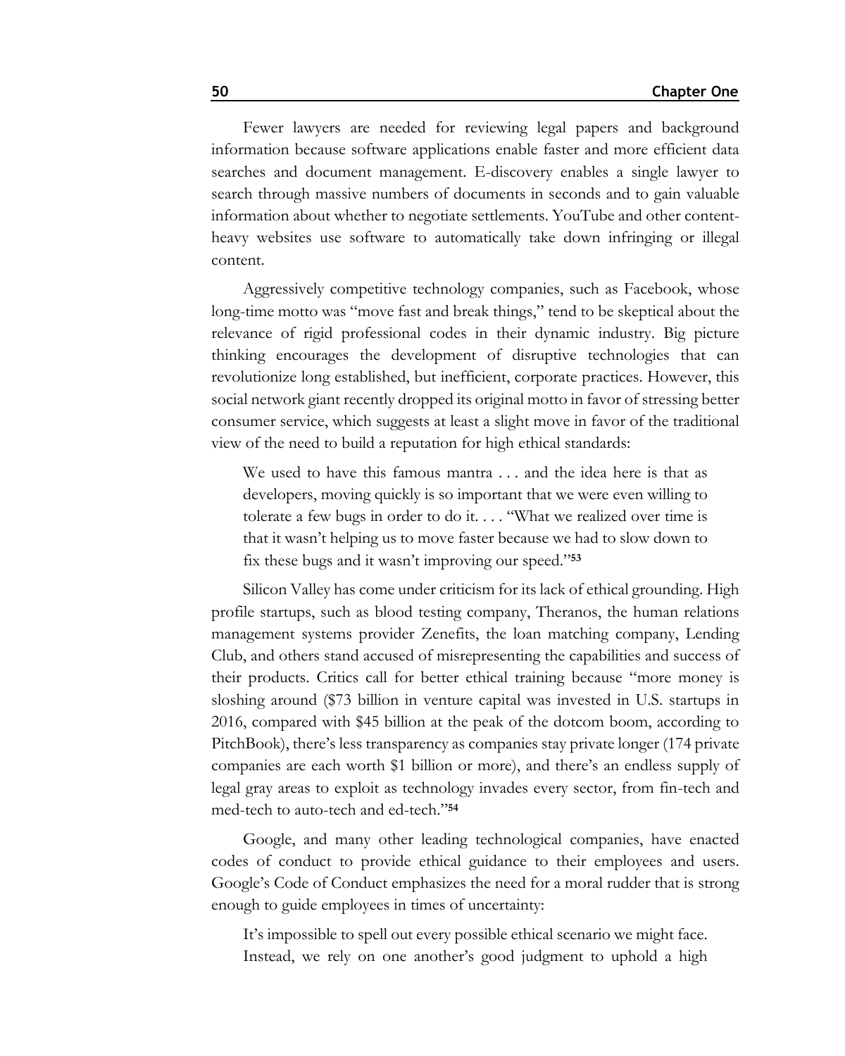Fewer lawyers are needed for reviewing legal papers and background information because software applications enable faster and more efficient data searches and document management. E-discovery enables a single lawyer to search through massive numbers of documents in seconds and to gain valuable information about whether to negotiate settlements. YouTube and other content-heavy websites use software to automatically take down infringing or illegal content.

Aggressively competitive technology companies, such as Facebook, whose long-time motto was "move fast and break things," tend to be skeptical about the relevance of rigid professional codes in their dynamic industry. Big picture thinking encourages the development of disruptive technologies that can revolutionize long established, but inefficient, corporate practices. However, this social network giant recently dropped its original motto in favor of stressing better consumer service, which suggests at least a slight move in favor of the traditional view of the need to build a reputation for high ethical standards:

> We used to have this famous mantra . . . and the idea here is that as developers, moving quickly is so important that we were even willing to tolerate a few bugs in order to do it. . . . "What we realized over time is that it wasn't helping us to move faster because we had to slow down to fix these bugs and it wasn't improving our speed."[53]

Silicon Valley has come under criticism for its lack of ethical grounding. High profile startups, such as blood testing company, Theranos, the human relations management systems provider Zenefits, the loan matching company, Lending Club, and others stand accused of misrepresenting the capabilities and success of their products. Critics call for better ethical training because "more money is sloshing around ($73 billion in venture capital was invested in U.S. startups in 2016, compared with $45 billion at the peak of the dotcom boom, according to PitchBook), there's less transparency as companies stay private longer (174 private companies are each worth $1 billion or more), and there's an endless supply of legal gray areas to exploit as technology invades every sector, from fin-tech and med-tech to auto-tech and ed-tech."[54]

Google, and many other leading technological companies, have enacted codes of conduct to provide ethical guidance to their employees and users. Google's Code of Conduct emphasizes the need for a moral rudder that is strong enough to guide employees in times of uncertainty:

> It's impossible to spell out every possible ethical scenario we might face. Instead, we rely on one another's good judgment to uphold a high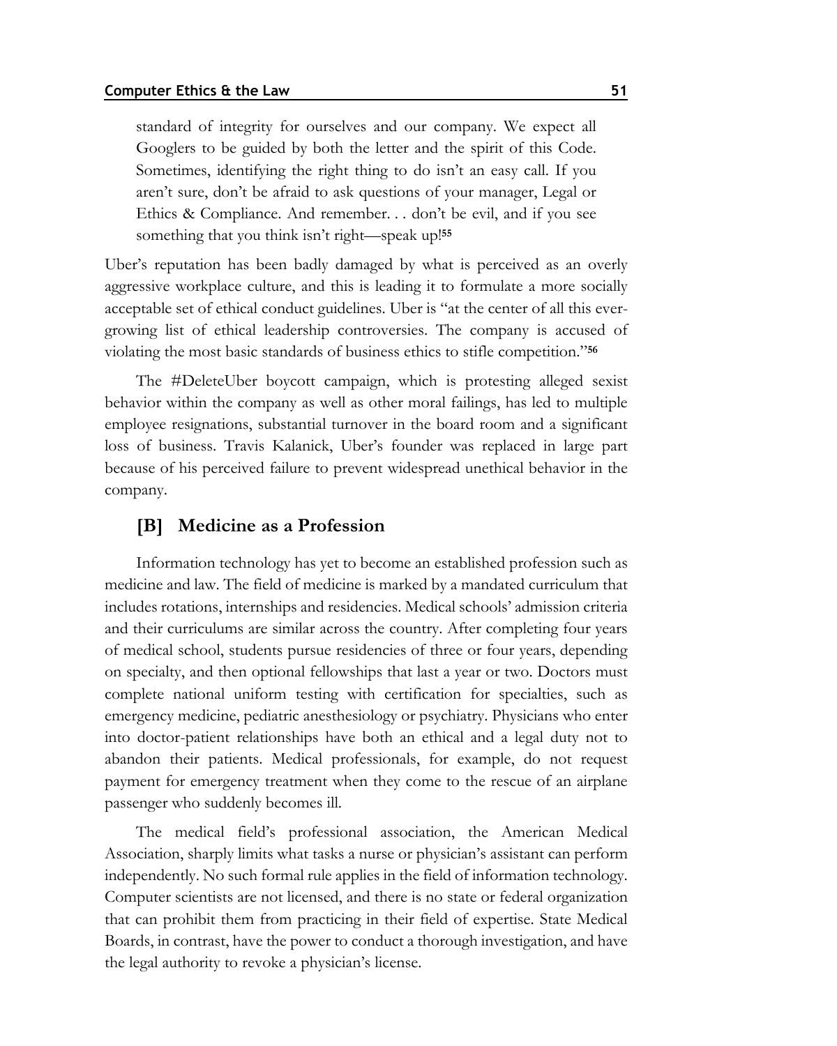> standard of integrity for ourselves and our company. We expect all Googlers to be guided by both the letter and the spirit of this Code. Sometimes, identifying the right thing to do isn't an easy call. If you aren't sure, don't be afraid to ask questions of your manager, Legal or Ethics & Compliance. And remember. . . don't be evil, and if you see something that you think isn't right—speak up![55]

Uber's reputation has been badly damaged by what is perceived as an overly aggressive workplace culture, and this is leading it to formulate a more socially acceptable set of ethical conduct guidelines. Uber is "at the center of all this ever-growing list of ethical leadership controversies. The company is accused of violating the most basic standards of business ethics to stifle competition."[56]

The #DeleteUber boycott campaign, which is protesting alleged sexist behavior within the company as well as other moral failings, has led to multiple employee resignations, substantial turnover in the board room and a significant loss of business. Travis Kalanick, Uber's founder was replaced in large part because of his perceived failure to prevent widespread unethical behavior in the company.

### [B] Medicine as a Profession

Information technology has yet to become an established profession such as medicine and law. The field of medicine is marked by a mandated curriculum that includes rotations, internships and residencies. Medical schools' admission criteria and their curriculums are similar across the country. After completing four years of medical school, students pursue residencies of three or four years, depending on specialty, and then optional fellowships that last a year or two. Doctors must complete national uniform testing with certification for specialties, such as emergency medicine, pediatric anesthesiology or psychiatry. Physicians who enter into doctor-patient relationships have both an ethical and a legal duty not to abandon their patients. Medical professionals, for example, do not request payment for emergency treatment when they come to the rescue of an airplane passenger who suddenly becomes ill.

The medical field's professional association, the American Medical Association, sharply limits what tasks a nurse or physician's assistant can perform independently. No such formal rule applies in the field of information technology. Computer scientists are not licensed, and there is no state or federal organization that can prohibit them from practicing in their field of expertise. State Medical Boards, in contrast, have the power to conduct a thorough investigation, and have the legal authority to revoke a physician's license.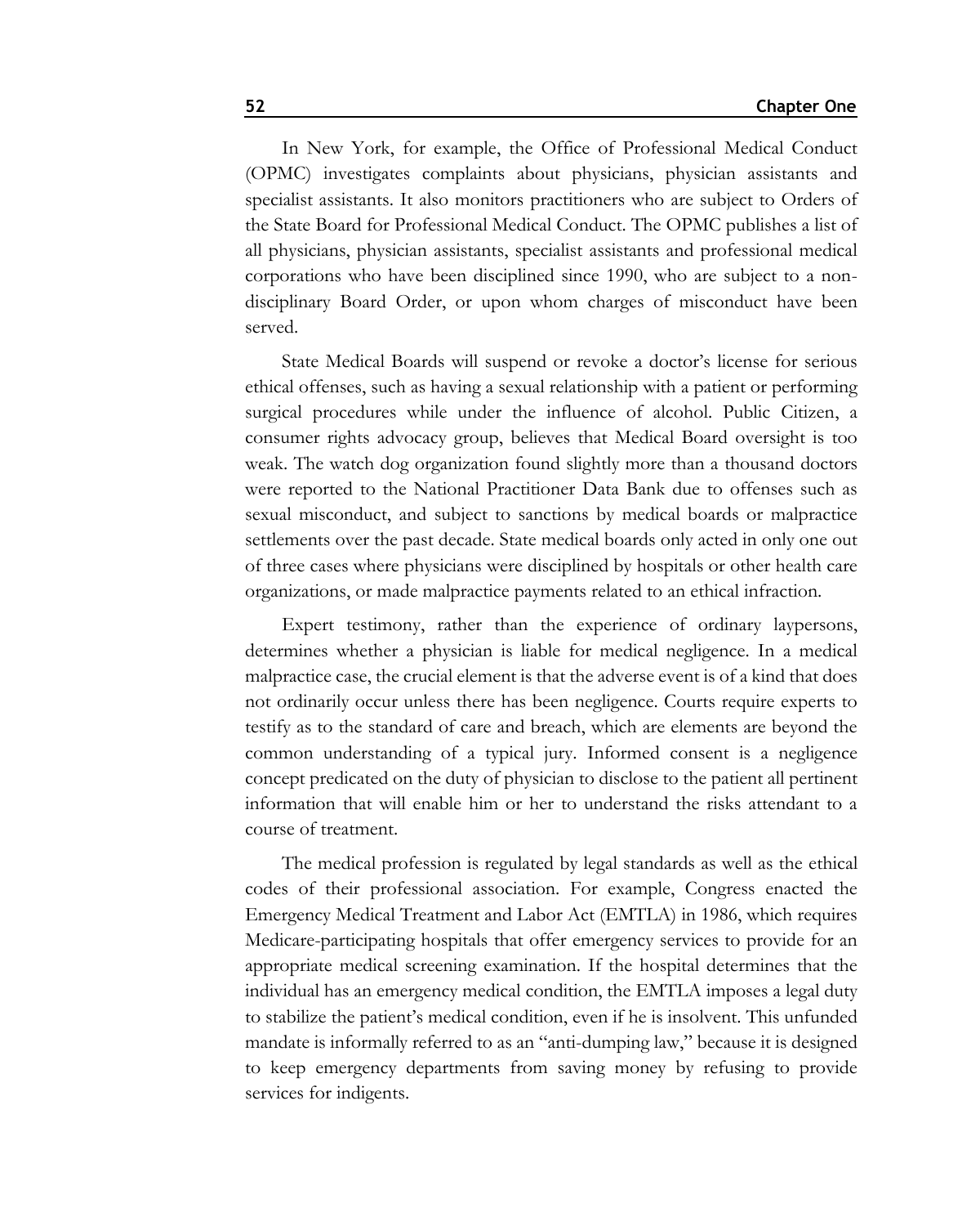In New York, for example, the Office of Professional Medical Conduct (OPMC) investigates complaints about physicians, physician assistants and specialist assistants. It also monitors practitioners who are subject to Orders of the State Board for Professional Medical Conduct. The OPMC publishes a list of all physicians, physician assistants, specialist assistants and professional medical corporations who have been disciplined since 1990, who are subject to a non-disciplinary Board Order, or upon whom charges of misconduct have been served.

State Medical Boards will suspend or revoke a doctor's license for serious ethical offenses, such as having a sexual relationship with a patient or performing surgical procedures while under the influence of alcohol. Public Citizen, a consumer rights advocacy group, believes that Medical Board oversight is too weak. The watch dog organization found slightly more than a thousand doctors were reported to the National Practitioner Data Bank due to offenses such as sexual misconduct, and subject to sanctions by medical boards or malpractice settlements over the past decade. State medical boards only acted in only one out of three cases where physicians were disciplined by hospitals or other health care organizations, or made malpractice payments related to an ethical infraction.

Expert testimony, rather than the experience of ordinary laypersons, determines whether a physician is liable for medical negligence. In a medical malpractice case, the crucial element is that the adverse event is of a kind that does not ordinarily occur unless there has been negligence. Courts require experts to testify as to the standard of care and breach, which are elements are beyond the common understanding of a typical jury. Informed consent is a negligence concept predicated on the duty of physician to disclose to the patient all pertinent information that will enable him or her to understand the risks attendant to a course of treatment.

The medical profession is regulated by legal standards as well as the ethical codes of their professional association. For example, Congress enacted the Emergency Medical Treatment and Labor Act (EMTLA) in 1986, which requires Medicare-participating hospitals that offer emergency services to provide for an appropriate medical screening examination. If the hospital determines that the individual has an emergency medical condition, the EMTLA imposes a legal duty to stabilize the patient's medical condition, even if he is insolvent. This unfunded mandate is informally referred to as an "anti-dumping law," because it is designed to keep emergency departments from saving money by refusing to provide services for indigents.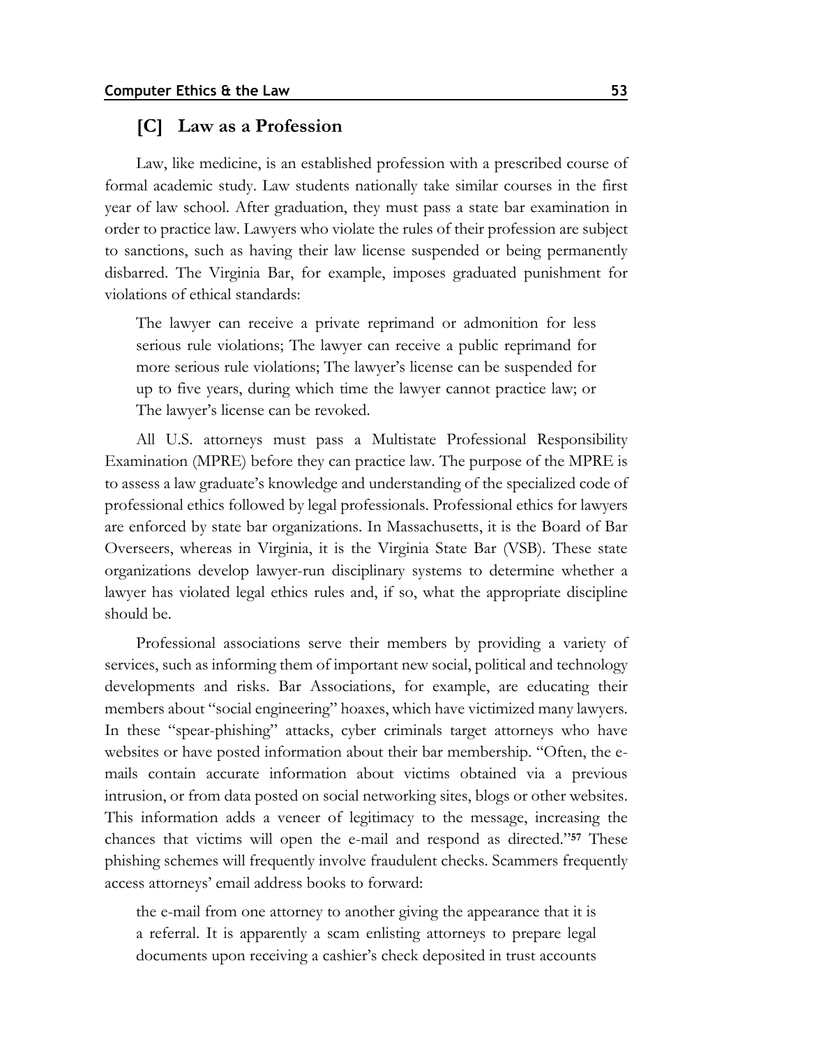### [C] Law as a Profession

Law, like medicine, is an established profession with a prescribed course of formal academic study. Law students nationally take similar courses in the first year of law school. After graduation, they must pass a state bar examination in order to practice law. Lawyers who violate the rules of their profession are subject to sanctions, such as having their law license suspended or being permanently disbarred. The Virginia Bar, for example, imposes graduated punishment for violations of ethical standards:

> The lawyer can receive a private reprimand or admonition for less serious rule violations; The lawyer can receive a public reprimand for more serious rule violations; The lawyer's license can be suspended for up to five years, during which time the lawyer cannot practice law; or The lawyer's license can be revoked.

All U.S. attorneys must pass a Multistate Professional Responsibility Examination (MPRE) before they can practice law. The purpose of the MPRE is to assess a law graduate's knowledge and understanding of the specialized code of professional ethics followed by legal professionals. Professional ethics for lawyers are enforced by state bar organizations. In Massachusetts, it is the Board of Bar Overseers, whereas in Virginia, it is the Virginia State Bar (VSB). These state organizations develop lawyer-run disciplinary systems to determine whether a lawyer has violated legal ethics rules and, if so, what the appropriate discipline should be.

Professional associations serve their members by providing a variety of services, such as informing them of important new social, political and technology developments and risks. Bar Associations, for example, are educating their members about "social engineering" hoaxes, which have victimized many lawyers. In these "spear-phishing" attacks, cyber criminals target attorneys who have websites or have posted information about their bar membership. "Often, the e-mails contain accurate information about victims obtained via a previous intrusion, or from data posted on social networking sites, blogs or other websites. This information adds a veneer of legitimacy to the message, increasing the chances that victims will open the e-mail and respond as directed."[57] These phishing schemes will frequently involve fraudulent checks. Scammers frequently access attorneys' email address books to forward:

> the e-mail from one attorney to another giving the appearance that it is a referral. It is apparently a scam enlisting attorneys to prepare legal documents upon receiving a cashier's check deposited in trust accounts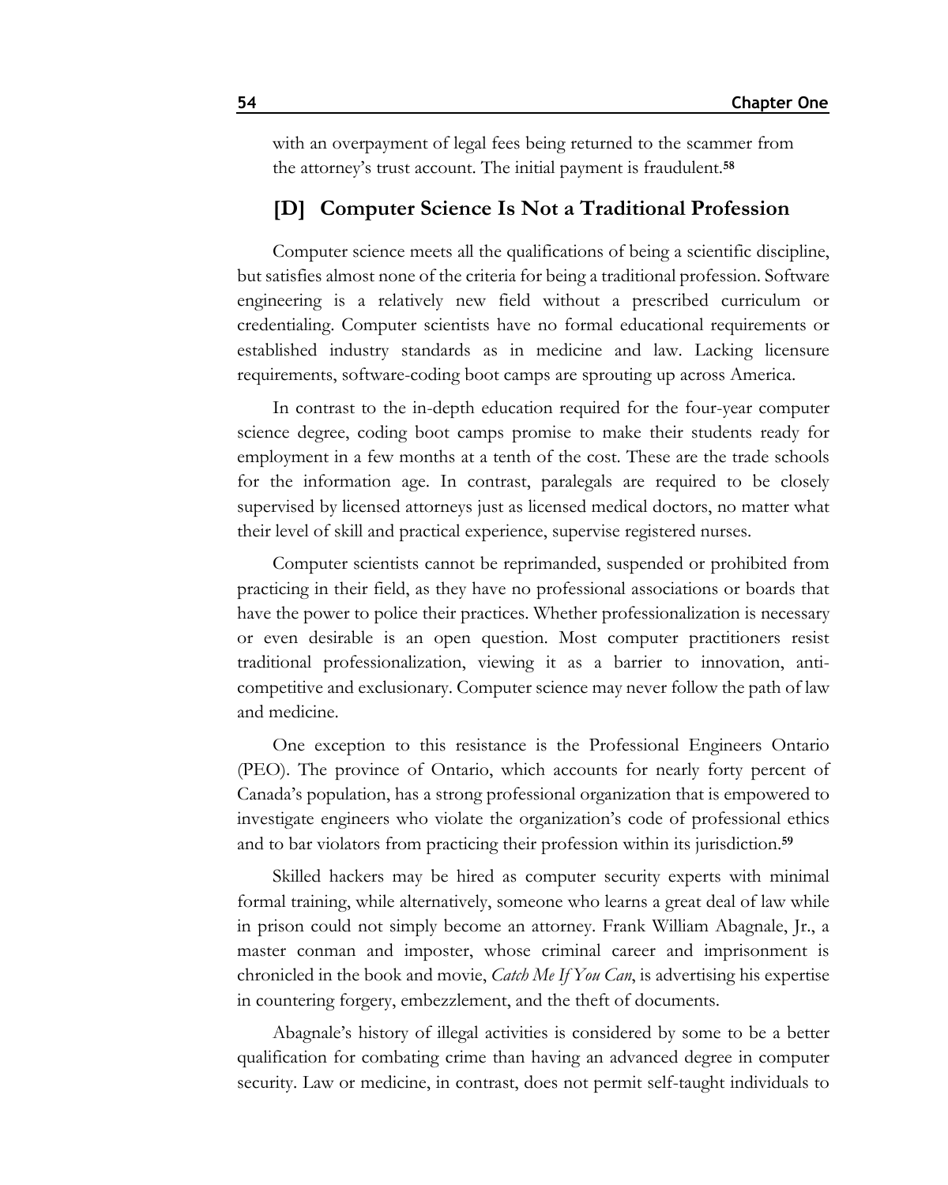with an overpayment of legal fees being returned to the scammer from the attorney's trust account. The initial payment is fraudulent.[58]

### [D] Computer Science Is Not a Traditional Profession

Computer science meets all the qualifications of being a scientific discipline, but satisfies almost none of the criteria for being a traditional profession. Software engineering is a relatively new field without a prescribed curriculum or credentialing. Computer scientists have no formal educational requirements or established industry standards as in medicine and law. Lacking licensure requirements, software-coding boot camps are sprouting up across America.

In contrast to the in-depth education required for the four-year computer science degree, coding boot camps promise to make their students ready for employment in a few months at a tenth of the cost. These are the trade schools for the information age. In contrast, paralegals are required to be closely supervised by licensed attorneys just as licensed medical doctors, no matter what their level of skill and practical experience, supervise registered nurses.

Computer scientists cannot be reprimanded, suspended or prohibited from practicing in their field, as they have no professional associations or boards that have the power to police their practices. Whether professionalization is necessary or even desirable is an open question. Most computer practitioners resist traditional professionalization, viewing it as a barrier to innovation, anti-competitive and exclusionary. Computer science may never follow the path of law and medicine.

One exception to this resistance is the Professional Engineers Ontario (PEO). The province of Ontario, which accounts for nearly forty percent of Canada's population, has a strong professional organization that is empowered to investigate engineers who violate the organization's code of professional ethics and to bar violators from practicing their profession within its jurisdiction.[59]

Skilled hackers may be hired as computer security experts with minimal formal training, while alternatively, someone who learns a great deal of law while in prison could not simply become an attorney. Frank William Abagnale, Jr., a master conman and imposter, whose criminal career and imprisonment is chronicled in the book and movie, *Catch Me If You Can*, is advertising his expertise in countering forgery, embezzlement, and the theft of documents.

Abagnale's history of illegal activities is considered by some to be a better qualification for combating crime than having an advanced degree in computer security. Law or medicine, in contrast, does not permit self-taught individuals to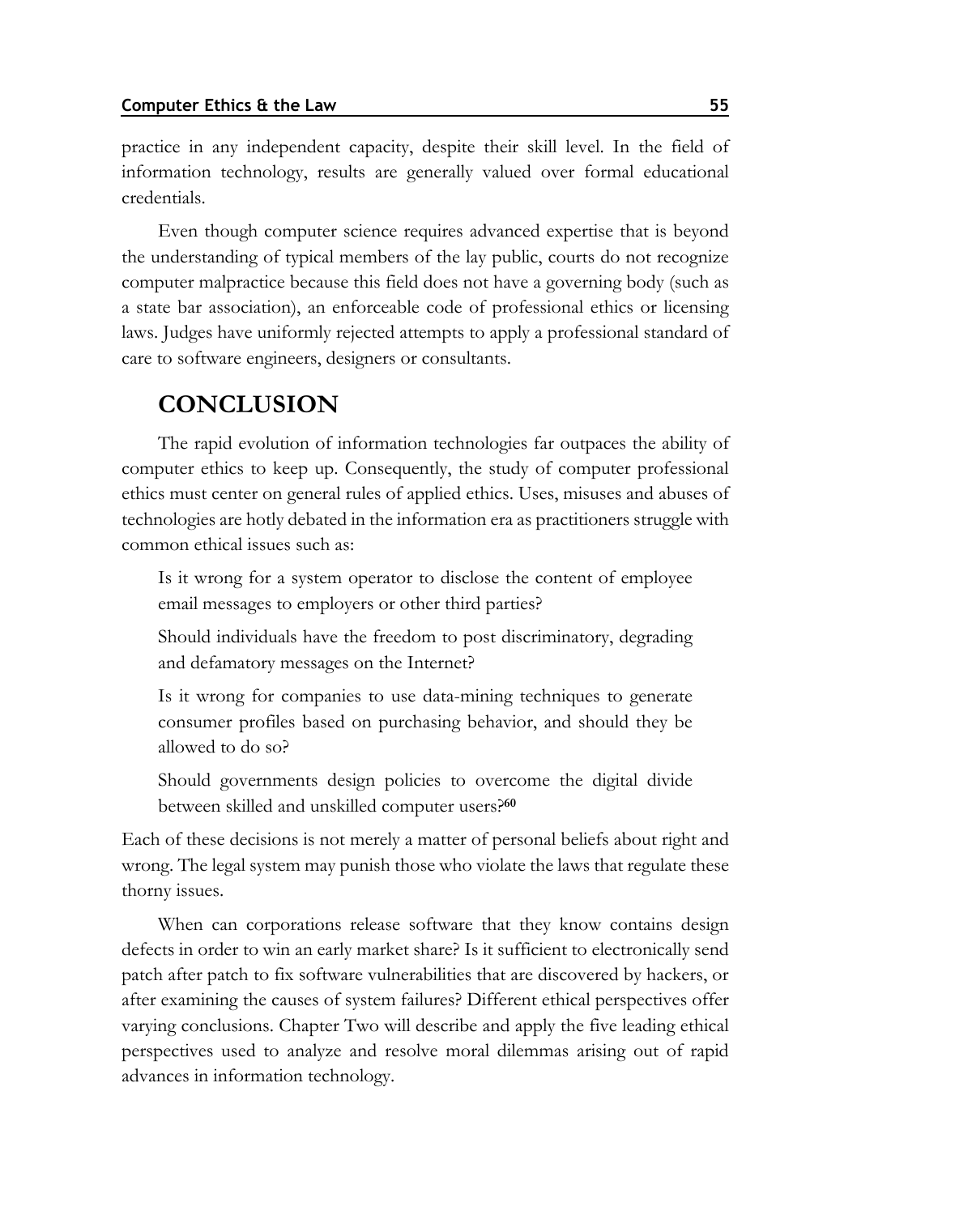practice in any independent capacity, despite their skill level. In the field of information technology, results are generally valued over formal educational credentials.

Even though computer science requires advanced expertise that is beyond the understanding of typical members of the lay public, courts do not recognize computer malpractice because this field does not have a governing body (such as a state bar association), an enforceable code of professional ethics or licensing laws. Judges have uniformly rejected attempts to apply a professional standard of care to software engineers, designers or consultants.

## CONCLUSION

The rapid evolution of information technologies far outpaces the ability of computer ethics to keep up. Consequently, the study of computer professional ethics must center on general rules of applied ethics. Uses, misuses and abuses of technologies are hotly debated in the information era as practitioners struggle with common ethical issues such as:

> Is it wrong for a system operator to disclose the content of employee email messages to employers or other third parties?
>
> Should individuals have the freedom to post discriminatory, degrading and defamatory messages on the Internet?
>
> Is it wrong for companies to use data-mining techniques to generate consumer profiles based on purchasing behavior, and should they be allowed to do so?
>
> Should governments design policies to overcome the digital divide between skilled and unskilled computer users?[60]

Each of these decisions is not merely a matter of personal beliefs about right and wrong. The legal system may punish those who violate the laws that regulate these thorny issues.

When can corporations release software that they know contains design defects in order to win an early market share? Is it sufficient to electronically send patch after patch to fix software vulnerabilities that are discovered by hackers, or after examining the causes of system failures? Different ethical perspectives offer varying conclusions. Chapter Two will describe and apply the five leading ethical perspectives used to analyze and resolve moral dilemmas arising out of rapid advances in information technology.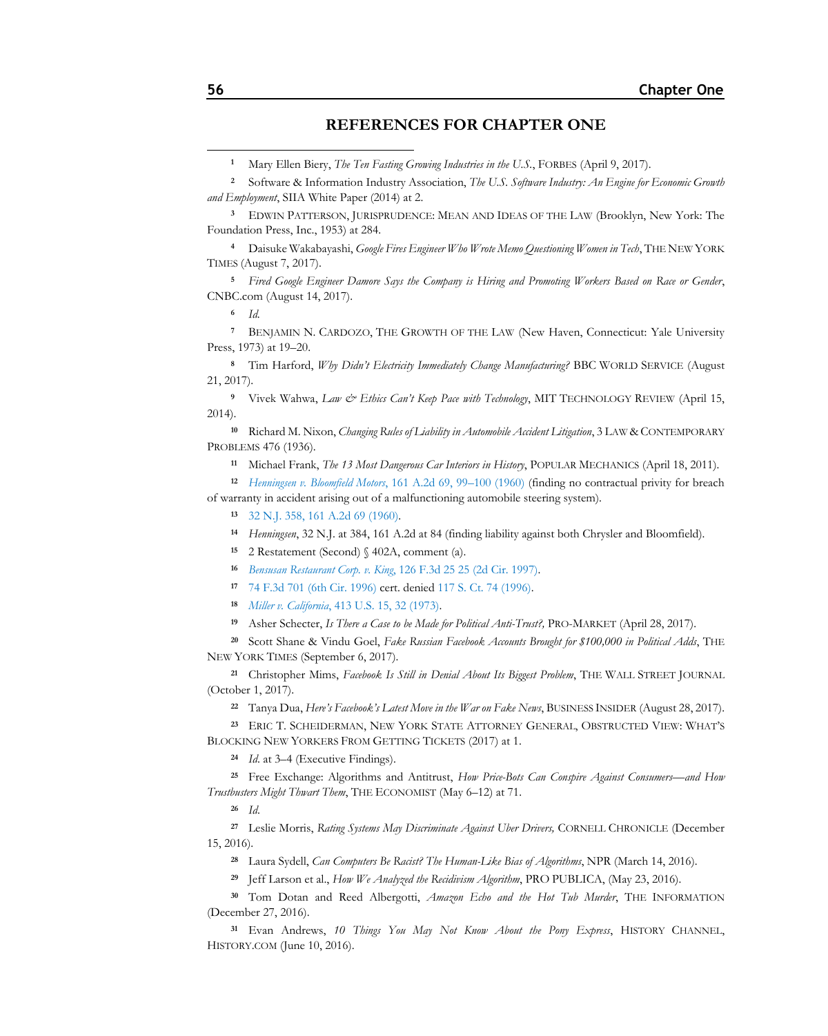## REFERENCES FOR CHAPTER ONE

[1] Mary Ellen Biery, *The Ten Fasting Growing Industries in the U.S.*, FORBES (April 9, 2017).

[2] Software & Information Industry Association, *The U.S. Software Industry: An Engine for Economic Growth and Employment*, SIIA White Paper (2014) at 2.

[3] EDWIN PATTERSON, JURISPRUDENCE: MEAN AND IDEAS OF THE LAW (Brooklyn, New York: The Foundation Press, Inc., 1953) at 284.

[4] Daisuke Wakabayashi, *Google Fires Engineer Who Wrote Memo Questioning Women in Tech*, THE NEW YORK TIMES (August 7, 2017).

[5] *Fired Google Engineer Damore Says the Company is Hiring and Promoting Workers Based on Race or Gender*, CNBC.com (August 14, 2017).

[6] *Id.*

[7] BENJAMIN N. CARDOZO, THE GROWTH OF THE LAW (New Haven, Connecticut: Yale University Press, 1973) at 19–20.

[8] Tim Harford, *Why Didn't Electricity Immediately Change Manufacturing?* BBC WORLD SERVICE (August 21, 2017).

[9] Vivek Wahwa, *Law & Ethics Can't Keep Pace with Technology*, MIT TECHNOLOGY REVIEW (April 15, 2014).

[10] Richard M. Nixon, *Changing Rules of Liability in Automobile Accident Litigation*, 3 LAW & CONTEMPORARY PROBLEMS 476 (1936).

[11] Michael Frank, *The 13 Most Dangerous Car Interiors in History*, POPULAR MECHANICS (April 18, 2011).

[12] *Henningsen v. Bloomfield Motors*, 161 A.2d 69, 99–100 (1960) (finding no contractual privity for breach of warranty in accident arising out of a malfunctioning automobile steering system).

[13] 32 N.J. 358, 161 A.2d 69 (1960).

[14] *Henningsen*, 32 N.J. at 384, 161 A.2d at 84 (finding liability against both Chrysler and Bloomfield).

[15] 2 Restatement (Second) § 402A, comment (a).

[16] *Bensusan Restaurant Corp. v. King*, 126 F.3d 25 25 (2d Cir. 1997).

[17] 74 F.3d 701 (6th Cir. 1996) cert. denied 117 S. Ct. 74 (1996).

[18] *Miller v. California*, 413 U.S. 15, 32 (1973).

[19] Asher Schecter, *Is There a Case to be Made for Political Anti-Trust?,* PRO-MARKET (April 28, 2017).

[20] Scott Shane & Vindu Goel, *Fake Russian Facebook Accounts Brought for $100,000 in Political Adds*, THE NEW YORK TIMES (September 6, 2017).

[21] Christopher Mims, *Facebook Is Still in Denial About Its Biggest Problem*, THE WALL STREET JOURNAL (October 1, 2017).

[22] Tanya Dua, *Here's Facebook's Latest Move in the War on Fake News*, BUSINESS INSIDER (August 28, 2017).

[23] ERIC T. SCHEIDERMAN, NEW YORK STATE ATTORNEY GENERAL, OBSTRUCTED VIEW: WHAT'S BLOCKING NEW YORKERS FROM GETTING TICKETS (2017) at 1.

[24] *Id.* at 3–4 (Executive Findings).

[25] Free Exchange: Algorithms and Antitrust, *How Price-Bots Can Conspire Against Consumers—and How Trustbusters Might Thwart Them*, THE ECONOMIST (May 6–12) at 71.

[26] *Id.*

[27] Leslie Morris, *Rating Systems May Discriminate Against Uber Drivers,* CORNELL CHRONICLE (December 15, 2016).

[28] Laura Sydell, *Can Computers Be Racist? The Human-Like Bias of Algorithms*, NPR (March 14, 2016).

[29] Jeff Larson et al., *How We Analyzed the Recidivism Algorithm*, PRO PUBLICA, (May 23, 2016).

[30] Tom Dotan and Reed Albergotti, *Amazon Echo and the Hot Tub Murder*, THE INFORMATION (December 27, 2016).

[31] Evan Andrews, *10 Things You May Not Know About the Pony Express*, HISTORY CHANNEL, HISTORY.COM (June 10, 2016).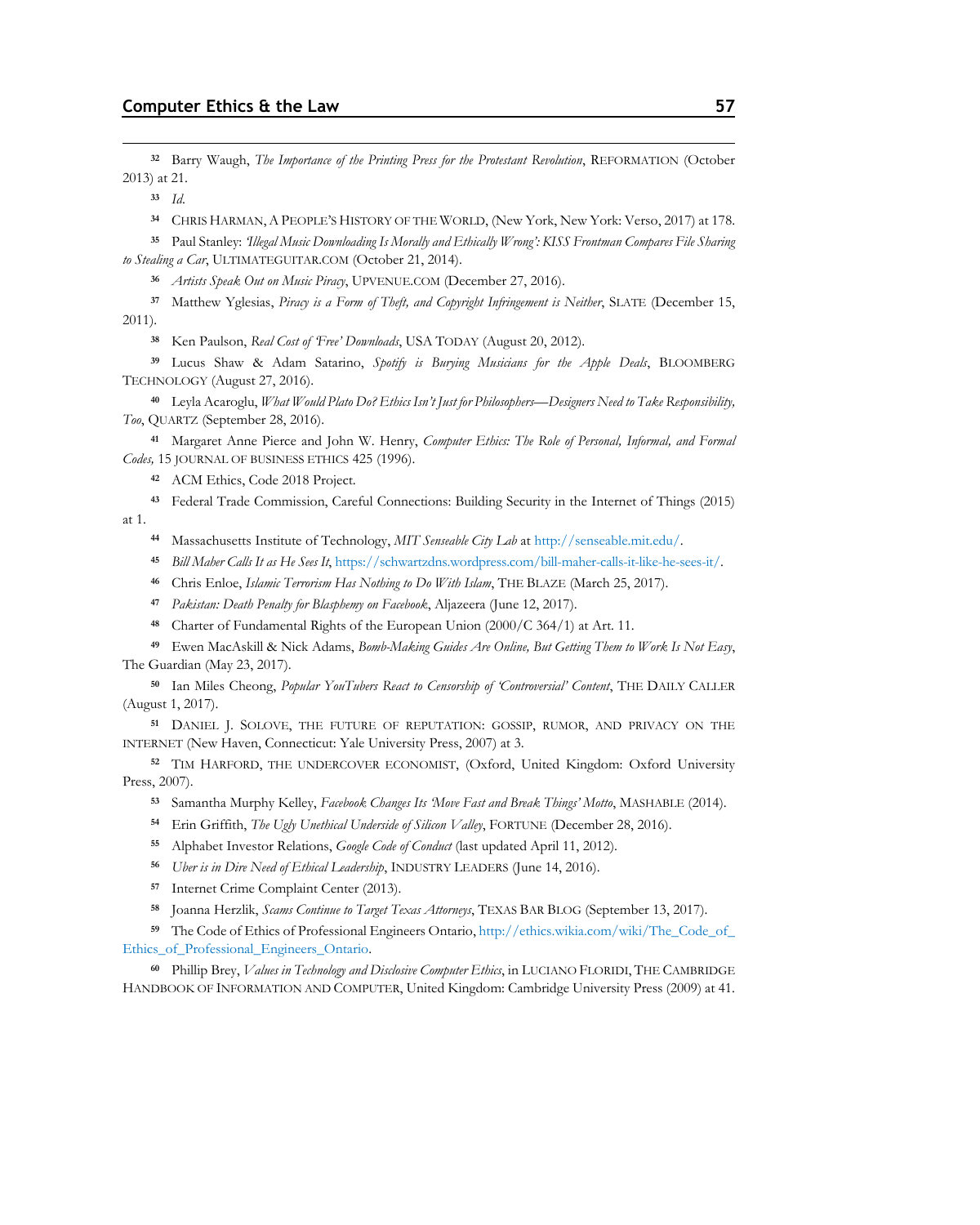[32] Barry Waugh, *The Importance of the Printing Press for the Protestant Revolution*, REFORMATION (October 2013) at 21.

[33] *Id*.

[34] CHRIS HARMAN, A PEOPLE'S HISTORY OF THE WORLD, (New York, New York: Verso, 2017) at 178.

[35] Paul Stanley: *'Illegal Music Downloading Is Morally and Ethically Wrong': KISS Frontman Compares File Sharing to Stealing a Car*, ULTIMATEGUITAR.COM (October 21, 2014).

[36] *Artists Speak Out on Music Piracy*, UPVENUE.COM (December 27, 2016).

[37] Matthew Yglesias, *Piracy is a Form of Theft, and Copyright Infringement is Neither*, SLATE (December 15, 2011).

[38] Ken Paulson, *Real Cost of 'Free' Downloads*, USA TODAY (August 20, 2012).

[39] Lucus Shaw & Adam Satarino, *Spotify is Burying Musicians for the Apple Deals*, BLOOMBERG TECHNOLOGY (August 27, 2016).

[40] Leyla Acaroglu, *What Would Plato Do? Ethics Isn't Just for Philosophers—Designers Need to Take Responsibility, Too*, QUARTZ (September 28, 2016).

[41] Margaret Anne Pierce and John W. Henry, *Computer Ethics: The Role of Personal, Informal, and Formal Codes,* 15 JOURNAL OF BUSINESS ETHICS 425 (1996).

[42] ACM Ethics, Code 2018 Project.

[43] Federal Trade Commission, Careful Connections: Building Security in the Internet of Things (2015) at 1.

[44] Massachusetts Institute of Technology, *MIT Senseable City Lab* at http://senseable.mit.edu/.

[45] *Bill Maher Calls It as He Sees It*, https://schwartzdns.wordpress.com/bill-maher-calls-it-like-he-sees-it/.

[46] Chris Enloe, *Islamic Terrorism Has Nothing to Do With Islam*, THE BLAZE (March 25, 2017).

[47] *Pakistan: Death Penalty for Blasphemy on Facebook*, Aljazeera (June 12, 2017).

[48] Charter of Fundamental Rights of the European Union (2000/C 364/1) at Art. 11.

[49] Ewen MacAskill & Nick Adams, *Bomb-Making Guides Are Online, But Getting Them to Work Is Not Easy*, The Guardian (May 23, 2017).

[50] Ian Miles Cheong, *Popular YouTubers React to Censorship of 'Controversial' Content*, THE DAILY CALLER (August 1, 2017).

[51] DANIEL J. SOLOVE, THE FUTURE OF REPUTATION: GOSSIP, RUMOR, AND PRIVACY ON THE INTERNET (New Haven, Connecticut: Yale University Press, 2007) at 3.

[52] TIM HARFORD, THE UNDERCOVER ECONOMIST, (Oxford, United Kingdom: Oxford University Press, 2007).

[53] Samantha Murphy Kelley, *Facebook Changes Its 'Move Fast and Break Things' Motto*, MASHABLE (2014).

[54] Erin Griffith, *The Ugly Unethical Underside of Silicon Valley*, FORTUNE (December 28, 2016).

[55] Alphabet Investor Relations, *Google Code of Conduct* (last updated April 11, 2012).

[56] *Uber is in Dire Need of Ethical Leadership*, INDUSTRY LEADERS (June 14, 2016).

[57] Internet Crime Complaint Center (2013).

[58] Joanna Herzlik, *Scams Continue to Target Texas Attorneys*, TEXAS BAR BLOG (September 13, 2017).

[59] The Code of Ethics of Professional Engineers Ontario, http://ethics.wikia.com/wiki/The_Code_of_Ethics_of_Professional_Engineers_Ontario.

[60] Phillip Brey, *Values in Technology and Disclosive Computer Ethics*, in LUCIANO FLORIDI, THE CAMBRIDGE HANDBOOK OF INFORMATION AND COMPUTER, United Kingdom: Cambridge University Press (2009) at 41.